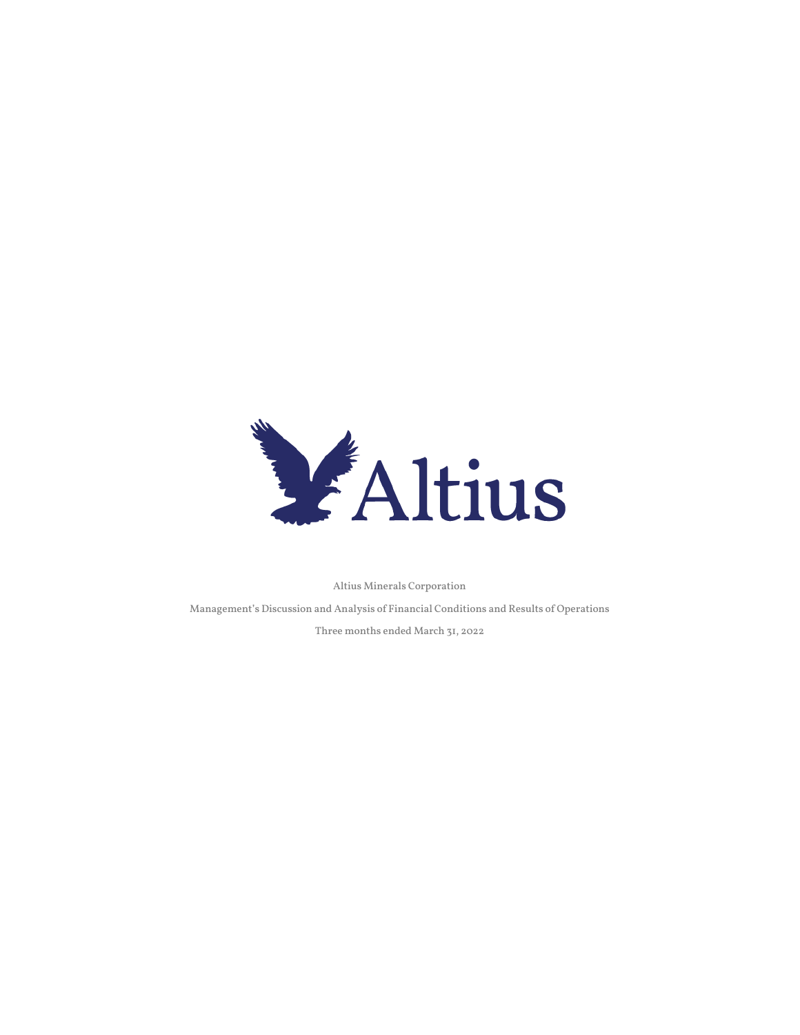Altius

Altius Minerals Corporation

Management's Discussion and Analysis of Financial Conditions and Results of Operations

Three months ended March 31, 2022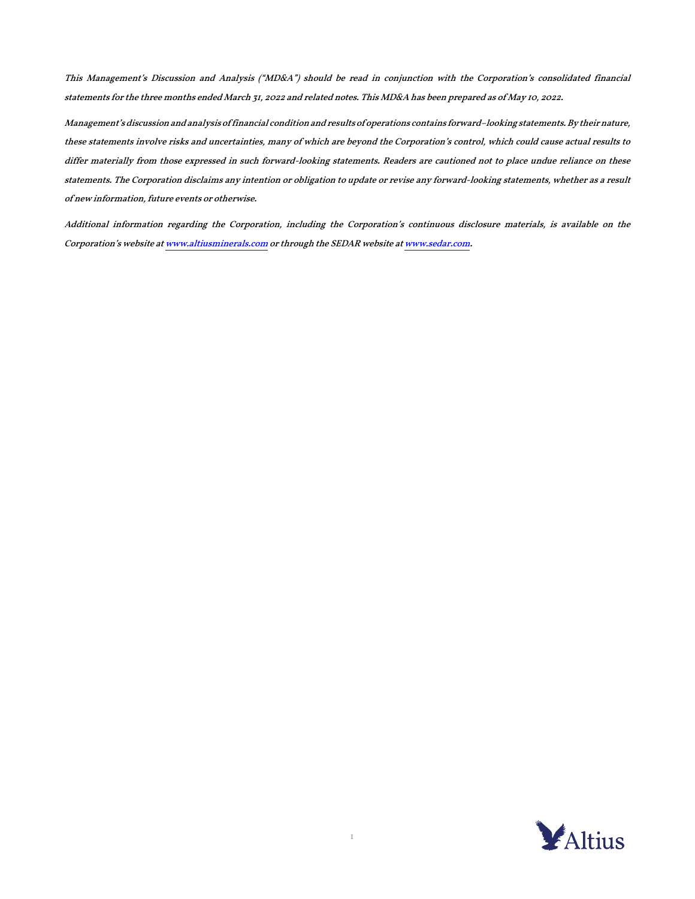*This Management's Discussion and Analysis ("MD&A") should be read in conjunction with the Corporation's consolidated financial statements for the three months ended March 31, 2022 and related notes. This MD&A has been prepared as of May 10, 2022.*

*Management's discussion and analysis of financial condition and results of operations contains forward–looking statements. By their nature, these statements involve risks and uncertainties, many of which are beyond the Corporation's control, which could cause actual results to differ materially from those expressed in such forward-looking statements. Readers are cautioned not to place undue reliance on these statements. The Corporation disclaims any intention or obligation to update or revise any forward-looking statements, whether as a result of new information, future events or otherwise.*

*Additional information regarding the Corporation, including the Corporation's continuous disclosure materials, is available on the Corporation's website at [www.altiusminerals.com](www.altiusminerals.com) or through the SEDAR website at [www.sedar.com](www.sedar.com).*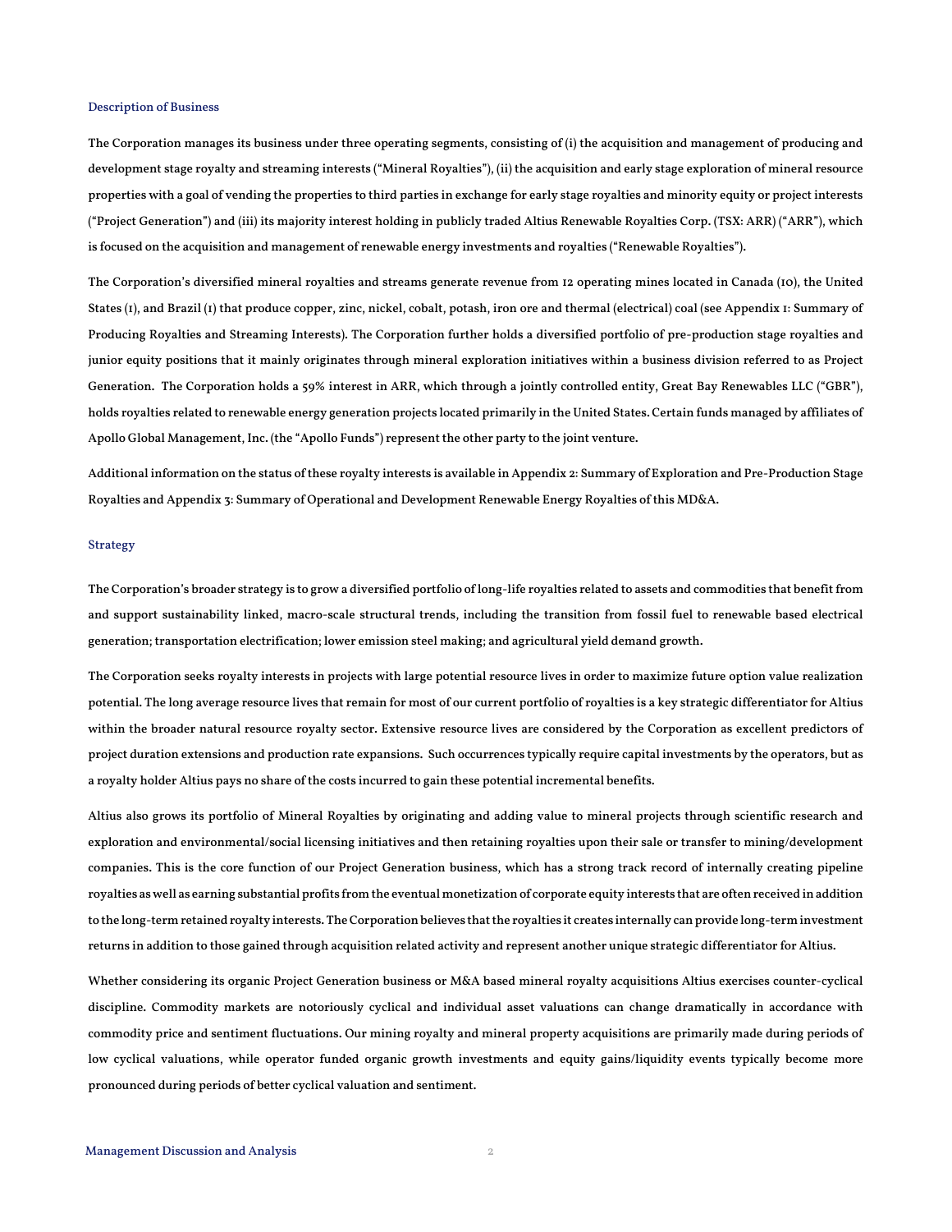## Description of Business

The Corporation manages its business under three operating segments, consisting of (i) the acquisition and management of producing and development stage royalty and streaming interests ("Mineral Royalties"), (ii) the acquisition and early stage exploration of mineral resource properties with a goal of vending the properties to third parties in exchange for early stage royalties and minority equity or project interests ("Project Generation") and (iii) its majority interest holding in publicly traded Altius Renewable Royalties Corp. (TSX: ARR) ("ARR"), which is focused on the acquisition and management of renewable energy investments and royalties ("Renewable Royalties").

The Corporation's diversified mineral royalties and streams generate revenue from 12 operating mines located in Canada (10), the United States (1), and Brazil (1) that produce copper, zinc, nickel, cobalt, potash, iron ore and thermal (electrical) coal (see Appendix 1: Summary of Producing Royalties and Streaming Interests). The Corporation further holds a diversified portfolio of pre-production stage royalties and junior equity positions that it mainly originates through mineral exploration initiatives within a business division referred to as Project Generation. The Corporation holds a 59% interest in ARR, which through a jointly controlled entity, Great Bay Renewables LLC ("GBR"), holds royalties related to renewable energy generation projects located primarily in the United States. Certain funds managed by affiliates of Apollo Global Management, Inc. (the "Apollo Funds") represent the other party to the joint venture.

Additional information on the status of these royalty interests is available in Appendix 2: Summary of Exploration and Pre-Production Stage Royalties and Appendix 3: Summary of Operational and Development Renewable Energy Royalties of this MD&A.

## Strategy

The Corporation's broader strategy is to grow a diversified portfolio of long-life royalties related to assets and commodities that benefit from and support sustainability linked, macro-scale structural trends, including the transition from fossil fuel to renewable based electrical generation; transportation electrification; lower emission steel making; and agricultural yield demand growth.

The Corporation seeks royalty interests in projects with large potential resource lives in order to maximize future option value realization potential. The long average resource lives that remain for most of our current portfolio of royalties is a key strategic differentiator for Altius within the broader natural resource royalty sector. Extensive resource lives are considered by the Corporation as excellent predictors of project duration extensions and production rate expansions. Such occurrences typically require capital investments by the operators, but as a royalty holder Altius pays no share of the costs incurred to gain these potential incremental benefits.

Altius also grows its portfolio of Mineral Royalties by originating and adding value to mineral projects through scientific research and exploration and environmental/social licensing initiatives and then retaining royalties upon their sale or transfer to mining/development companies. This is the core function of our Project Generation business, which has a strong track record of internally creating pipeline royalties as well as earning substantial profits from the eventual monetization of corporate equity interests that are often received in addition to the long-term retained royalty interests. The Corporation believes that the royalties it creates internally can provide long-term investment returns in addition to those gained through acquisition related activity and represent another unique strategic differentiator for Altius.

Whether considering its organic Project Generation business or M&A based mineral royalty acquisitions Altius exercises counter-cyclical discipline. Commodity markets are notoriously cyclical and individual asset valuations can change dramatically in accordance with commodity price and sentiment fluctuations. Our mining royalty and mineral property acquisitions are primarily made during periods of low cyclical valuations, while operator funded organic growth investments and equity gains/liquidity events typically become more pronounced during periods of better cyclical valuation and sentiment.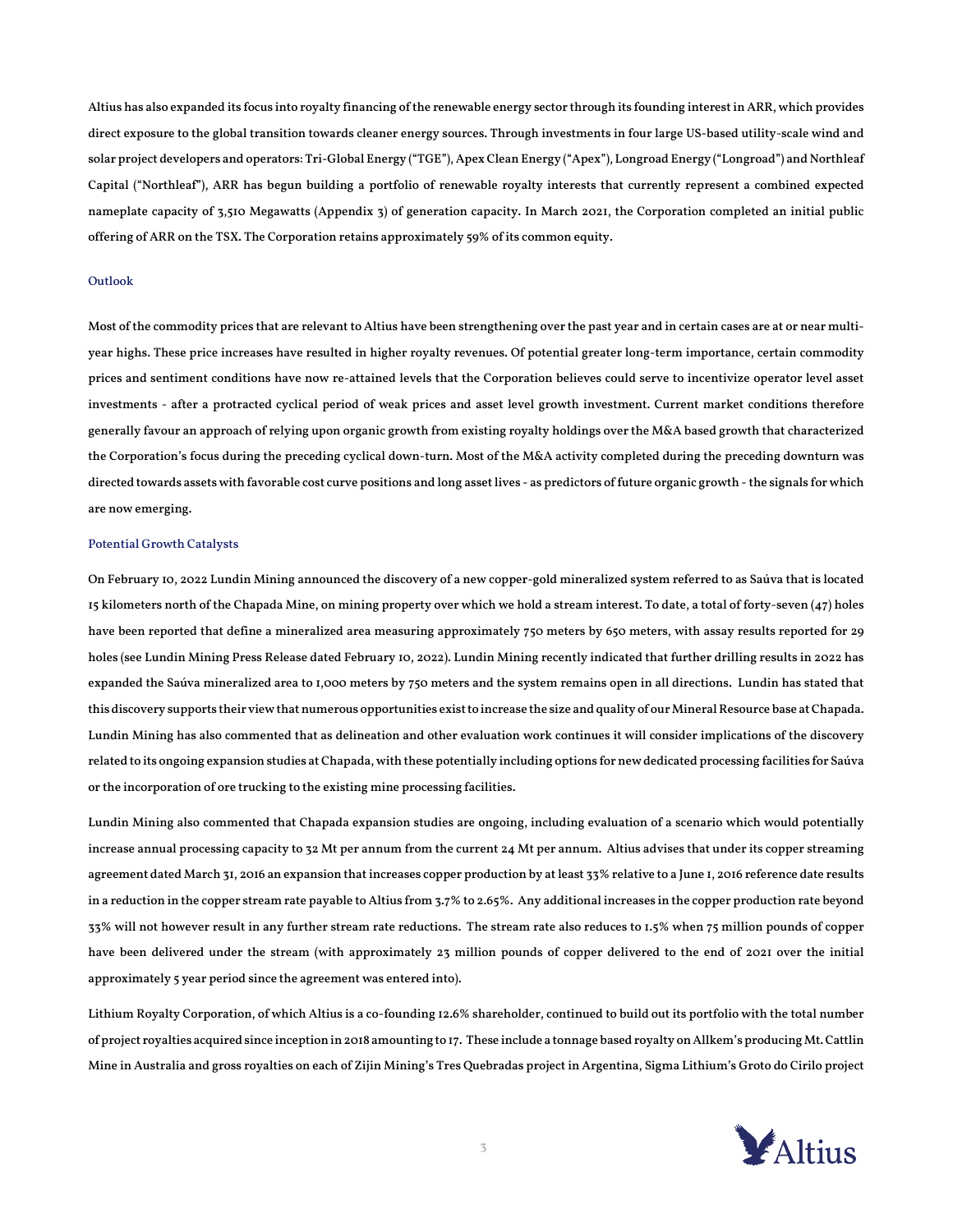Altius has also expanded its focus into royalty financing of the renewable energy sector through its founding interest in ARR, which provides direct exposure to the global transition towards cleaner energy sources. Through investments in four large US-based utility-scale wind and solar project developers and operators: Tri-Global Energy ("TGE"), Apex Clean Energy ("Apex"), Longroad Energy ("Longroad") and Northleaf Capital ("Northleaf"), ARR has begun building a portfolio of renewable royalty interests that currently represent a combined expected nameplate capacity of 3,510 Megawatts (Appendix 3) of generation capacity. In March 2021, the Corporation completed an initial public offering of ARR on the TSX. The Corporation retains approximately 59% of its common equity.

### Outlook

Most of the commodity prices that are relevant to Altius have been strengthening over the past year and in certain cases are at or near multi-year highs. These price increases have resulted in higher royalty revenues. Of potential greater long-term importance, certain commodity prices and sentiment conditions have now re-attained levels that the Corporation believes could serve to incentivize operator level asset investments - after a protracted cyclical period of weak prices and asset level growth investment. Current market conditions therefore generally favour an approach of relying upon organic growth from existing royalty holdings over the M&A based growth that characterized the Corporation's focus during the preceding cyclical down-turn. Most of the M&A activity completed during the preceding downturn was directed towards assets with favorable cost curve positions and long asset lives - as predictors of future organic growth - the signals for which are now emerging.

### Potential Growth Catalysts

On February 10, 2022 Lundin Mining announced the discovery of a new copper-gold mineralized system referred to as Saúva that is located 15 kilometers north of the Chapada Mine, on mining property over which we hold a stream interest. To date, a total of forty-seven (47) holes have been reported that define a mineralized area measuring approximately 750 meters by 650 meters, with assay results reported for 29 holes (see Lundin Mining Press Release dated February 10, 2022). Lundin Mining recently indicated that further drilling results in 2022 has expanded the Saúva mineralized area to 1,000 meters by 750 meters and the system remains open in all directions. Lundin has stated that this discovery supports their view that numerous opportunities exist to increase the size and quality of our Mineral Resource base at Chapada. Lundin Mining has also commented that as delineation and other evaluation work continues it will consider implications of the discovery related to its ongoing expansion studies at Chapada, with these potentially including options for new dedicated processing facilities for Saúva or the incorporation of ore trucking to the existing mine processing facilities.

Lundin Mining also commented that Chapada expansion studies are ongoing, including evaluation of a scenario which would potentially increase annual processing capacity to 32 Mt per annum from the current 24 Mt per annum. Altius advises that under its copper streaming agreement dated March 31, 2016 an expansion that increases copper production by at least 33% relative to a June 1, 2016 reference date results in a reduction in the copper stream rate payable to Altius from 3.7% to 2.65%. Any additional increases in the copper production rate beyond 33% will not however result in any further stream rate reductions. The stream rate also reduces to 1.5% when 75 million pounds of copper have been delivered under the stream (with approximately 23 million pounds of copper delivered to the end of 2021 over the initial approximately 5 year period since the agreement was entered into).

Lithium Royalty Corporation, of which Altius is a co-founding 12.6% shareholder, continued to build out its portfolio with the total number of project royalties acquired since inception in 2018 amounting to 17. These include a tonnage based royalty on Allkem's producing Mt. Cattlin Mine in Australia and gross royalties on each of Zijin Mining's Tres Quebradas project in Argentina, Sigma Lithium's Groto do Cirilo project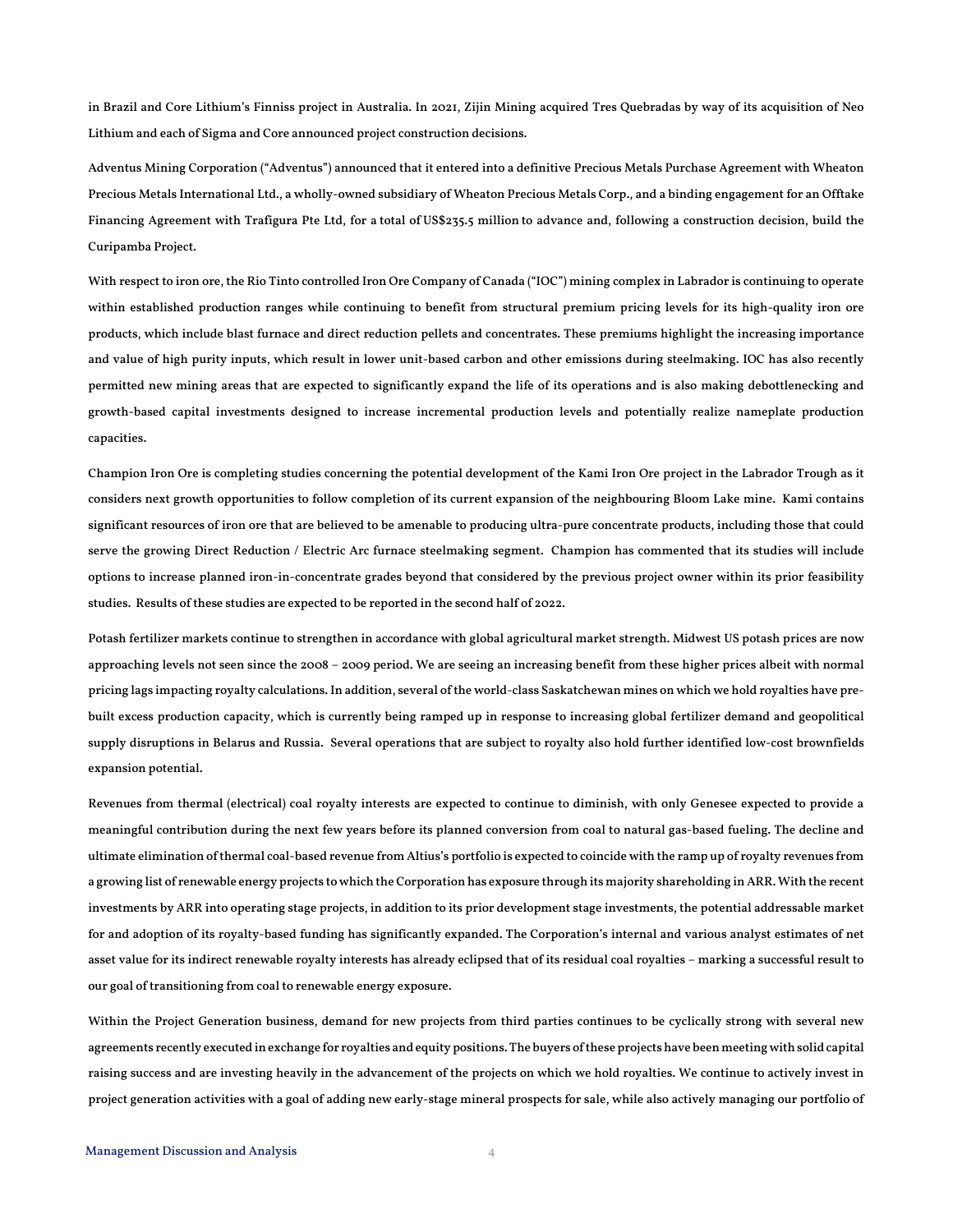in Brazil and Core Lithium's Finniss project in Australia. In 2021, Zijin Mining acquired Tres Quebradas by way of its acquisition of Neo Lithium and each of Sigma and Core announced project construction decisions.

Adventus Mining Corporation ("Adventus") announced that it entered into a definitive Precious Metals Purchase Agreement with Wheaton Precious Metals International Ltd., a wholly-owned subsidiary of Wheaton Precious Metals Corp., and a binding engagement for an Offtake Financing Agreement with Trafigura Pte Ltd, for a total of US$235.5 million to advance and, following a construction decision, build the Curipamba Project.

With respect to iron ore, the Rio Tinto controlled Iron Ore Company of Canada ("IOC") mining complex in Labrador is continuing to operate within established production ranges while continuing to benefit from structural premium pricing levels for its high-quality iron ore products, which include blast furnace and direct reduction pellets and concentrates. These premiums highlight the increasing importance and value of high purity inputs, which result in lower unit-based carbon and other emissions during steelmaking. IOC has also recently permitted new mining areas that are expected to significantly expand the life of its operations and is also making debottlenecking and growth-based capital investments designed to increase incremental production levels and potentially realize nameplate production capacities.

Champion Iron Ore is completing studies concerning the potential development of the Kami Iron Ore project in the Labrador Trough as it considers next growth opportunities to follow completion of its current expansion of the neighbouring Bloom Lake mine. Kami contains significant resources of iron ore that are believed to be amenable to producing ultra-pure concentrate products, including those that could serve the growing Direct Reduction / Electric Arc furnace steelmaking segment. Champion has commented that its studies will include options to increase planned iron-in-concentrate grades beyond that considered by the previous project owner within its prior feasibility studies. Results of these studies are expected to be reported in the second half of 2022.

Potash fertilizer markets continue to strengthen in accordance with global agricultural market strength. Midwest US potash prices are now approaching levels not seen since the 2008 – 2009 period. We are seeing an increasing benefit from these higher prices albeit with normal pricing lags impacting royalty calculations. In addition, several of the world-class Saskatchewan mines on which we hold royalties have pre-built excess production capacity, which is currently being ramped up in response to increasing global fertilizer demand and geopolitical supply disruptions in Belarus and Russia. Several operations that are subject to royalty also hold further identified low-cost brownfields expansion potential.

Revenues from thermal (electrical) coal royalty interests are expected to continue to diminish, with only Genesee expected to provide a meaningful contribution during the next few years before its planned conversion from coal to natural gas-based fueling. The decline and ultimate elimination of thermal coal-based revenue from Altius's portfolio is expected to coincide with the ramp up of royalty revenues from a growing list of renewable energy projects to which the Corporation has exposure through its majority shareholding in ARR. With the recent investments by ARR into operating stage projects, in addition to its prior development stage investments, the potential addressable market for and adoption of its royalty-based funding has significantly expanded. The Corporation's internal and various analyst estimates of net asset value for its indirect renewable royalty interests has already eclipsed that of its residual coal royalties – marking a successful result to our goal of transitioning from coal to renewable energy exposure.

Within the Project Generation business, demand for new projects from third parties continues to be cyclically strong with several new agreements recently executed in exchange for royalties and equity positions. The buyers of these projects have been meeting with solid capital raising success and are investing heavily in the advancement of the projects on which we hold royalties. We continue to actively invest in project generation activities with a goal of adding new early-stage mineral prospects for sale, while also actively managing our portfolio of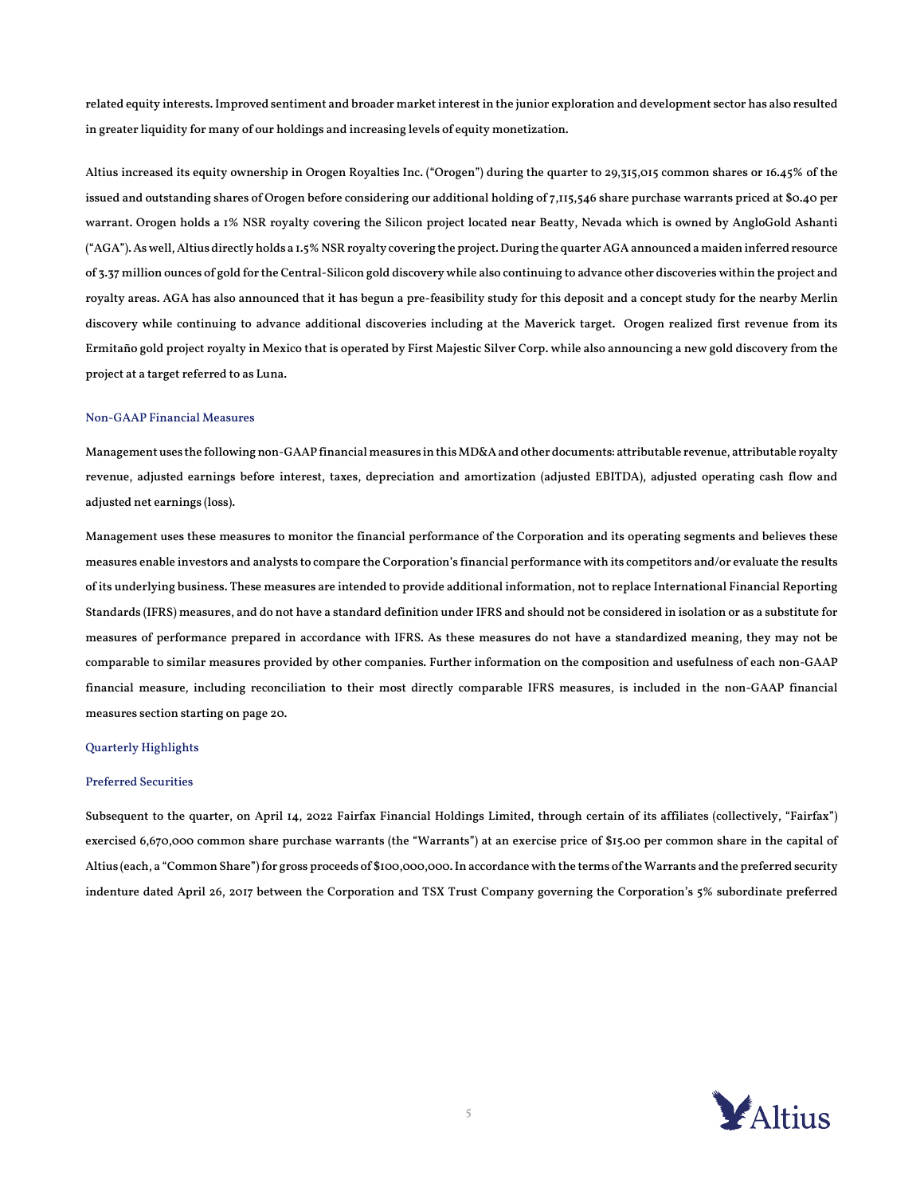related equity interests. Improved sentiment and broader market interest in the junior exploration and development sector has also resulted in greater liquidity for many of our holdings and increasing levels of equity monetization.

Altius increased its equity ownership in Orogen Royalties Inc. ("Orogen") during the quarter to 29,315,015 common shares or 16.45% of the issued and outstanding shares of Orogen before considering our additional holding of 7,115,546 share purchase warrants priced at $0.40 per warrant. Orogen holds a 1% NSR royalty covering the Silicon project located near Beatty, Nevada which is owned by AngloGold Ashanti ("AGA"). As well, Altius directly holds a 1.5% NSR royalty covering the project. During the quarter AGA announced a maiden inferred resource of 3.37 million ounces of gold for the Central-Silicon gold discovery while also continuing to advance other discoveries within the project and royalty areas. AGA has also announced that it has begun a pre-feasibility study for this deposit and a concept study for the nearby Merlin discovery while continuing to advance additional discoveries including at the Maverick target. Orogen realized first revenue from its Ermitaño gold project royalty in Mexico that is operated by First Majestic Silver Corp. while also announcing a new gold discovery from the project at a target referred to as Luna.

## Non-GAAP Financial Measures

Management uses the following non-GAAP financial measures in this MD&A and other documents: attributable revenue, attributable royalty revenue, adjusted earnings before interest, taxes, depreciation and amortization (adjusted EBITDA), adjusted operating cash flow and adjusted net earnings (loss).

Management uses these measures to monitor the financial performance of the Corporation and its operating segments and believes these measures enable investors and analysts to compare the Corporation's financial performance with its competitors and/or evaluate the results of its underlying business. These measures are intended to provide additional information, not to replace International Financial Reporting Standards (IFRS) measures, and do not have a standard definition under IFRS and should not be considered in isolation or as a substitute for measures of performance prepared in accordance with IFRS. As these measures do not have a standardized meaning, they may not be comparable to similar measures provided by other companies. Further information on the composition and usefulness of each non-GAAP financial measure, including reconciliation to their most directly comparable IFRS measures, is included in the non-GAAP financial measures section starting on page 20.

## Quarterly Highlights

### Preferred Securities

Subsequent to the quarter, on April 14, 2022 Fairfax Financial Holdings Limited, through certain of its affiliates (collectively, "Fairfax") exercised 6,670,000 common share purchase warrants (the "Warrants") at an exercise price of $15.00 per common share in the capital of Altius (each, a "Common Share") for gross proceeds of $100,000,000. In accordance with the terms of the Warrants and the preferred security indenture dated April 26, 2017 between the Corporation and TSX Trust Company governing the Corporation's 5% subordinate preferred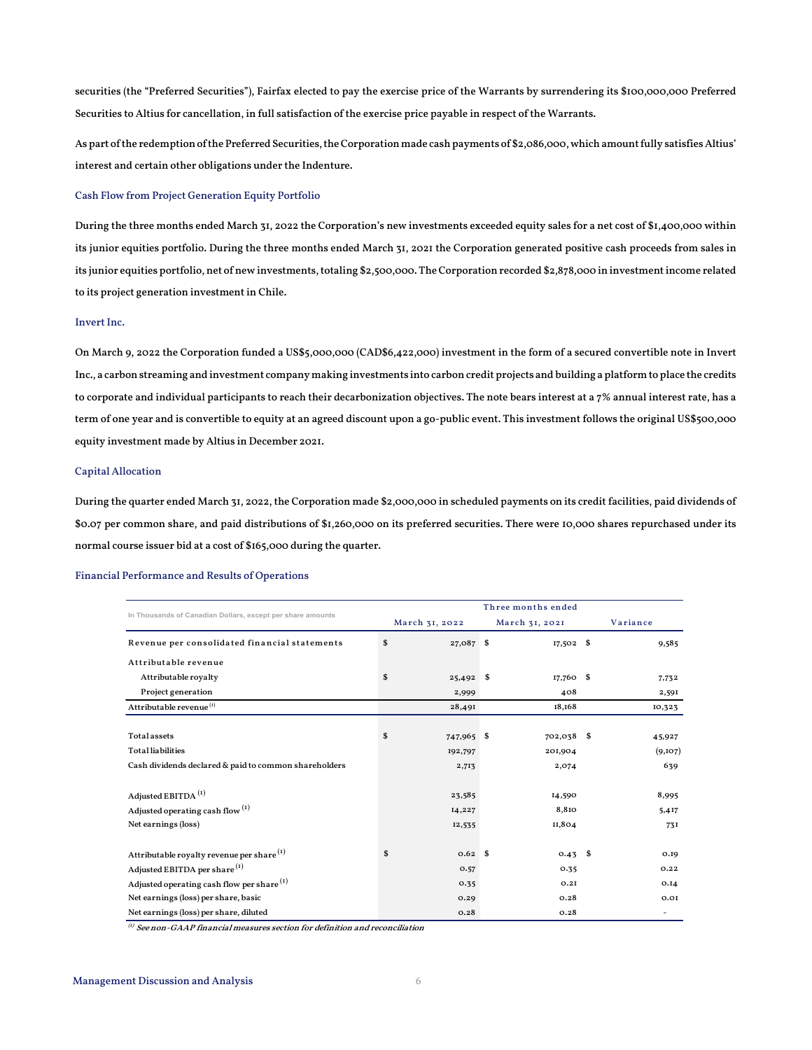securities (the "Preferred Securities"), Fairfax elected to pay the exercise price of the Warrants by surrendering its $100,000,000 Preferred Securities to Altius for cancellation, in full satisfaction of the exercise price payable in respect of the Warrants.

As part of the redemption of the Preferred Securities, the Corporation made cash payments of $2,086,000, which amount fully satisfies Altius' interest and certain other obligations under the Indenture.

### Cash Flow from Project Generation Equity Portfolio

During the three months ended March 31, 2022 the Corporation's new investments exceeded equity sales for a net cost of $1,400,000 within its junior equities portfolio. During the three months ended March 31, 2021 the Corporation generated positive cash proceeds from sales in its junior equities portfolio, net of new investments, totaling $2,500,000. The Corporation recorded $2,878,000 in investment income related to its project generation investment in Chile.

### Invert Inc.

On March 9, 2022 the Corporation funded a US$5,000,000 (CAD$6,422,000) investment in the form of a secured convertible note in Invert Inc., a carbon streaming and investment company making investments into carbon credit projects and building a platform to place the credits to corporate and individual participants to reach their decarbonization objectives. The note bears interest at a 7% annual interest rate, has a term of one year and is convertible to equity at an agreed discount upon a go-public event. This investment follows the original US$500,000 equity investment made by Altius in December 2021.

### Capital Allocation

During the quarter ended March 31, 2022, the Corporation made $2,000,000 in scheduled payments on its credit facilities, paid dividends of $0.07 per common share, and paid distributions of $1,260,000 on its preferred securities. There were 10,000 shares repurchased under its normal course issuer bid at a cost of $165,000 during the quarter.

### Financial Performance and Results of Operations

| In Thousands of Canadian Dollars, except per share amounts | Three months ended | | |
|---|---|---|---|
| | March 31, 2022 | March 31, 2021 | Variance |
| Revenue per consolidated financial statements | $ 27,087 | $ 17,502 | $ 9,585 |
| Attributable revenue | | | |
| Attributable royalty | $ 25,492 | $ 17,760 | $ 7,732 |
| Project generation | 2,999 | 408 | 2,591 |
| Attributable revenue [1] | 28,491 | 18,168 | 10,323 |
| Total assets | $ 747,965 | $ 702,038 | $ 45,927 |
| Total liabilities | 192,797 | 201,904 | (9,107) |
| Cash dividends declared & paid to common shareholders | 2,713 | 2,074 | 639 |
| Adjusted EBITDA [1] | 23,585 | 14,590 | 8,995 |
| Adjusted operating cash flow [1] | 14,227 | 8,810 | 5,417 |
| Net earnings (loss) | 12,535 | 11,804 | 731 |
| Attributable royalty revenue per share [1] | $ 0.62 | $ 0.43 | $ 0.19 |
| Adjusted EBITDA per share [1] | 0.57 | 0.35 | 0.22 |
| Adjusted operating cash flow per share [1] | 0.35 | 0.21 | 0.14 |
| Net earnings (loss) per share, basic | 0.29 | 0.28 | 0.01 |
| Net earnings (loss) per share, diluted | 0.28 | 0.28 | - |

*[1] See non-GAAP financial measures section for definition and reconciliation*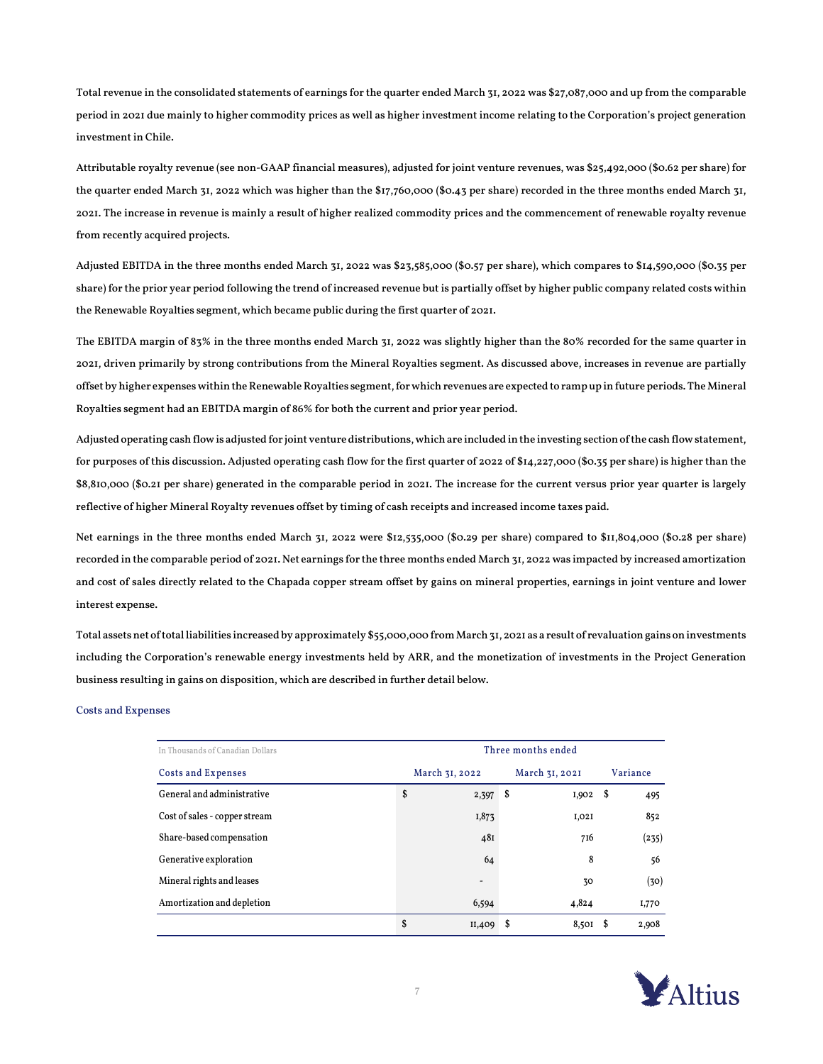Total revenue in the consolidated statements of earnings for the quarter ended March 31, 2022 was $27,087,000 and up from the comparable period in 2021 due mainly to higher commodity prices as well as higher investment income relating to the Corporation's project generation investment in Chile.

Attributable royalty revenue (see non-GAAP financial measures), adjusted for joint venture revenues, was $25,492,000 ($0.62 per share) for the quarter ended March 31, 2022 which was higher than the $17,760,000 ($0.43 per share) recorded in the three months ended March 31, 2021. The increase in revenue is mainly a result of higher realized commodity prices and the commencement of renewable royalty revenue from recently acquired projects.

Adjusted EBITDA in the three months ended March 31, 2022 was $23,585,000 ($0.57 per share), which compares to $14,590,000 ($0.35 per share) for the prior year period following the trend of increased revenue but is partially offset by higher public company related costs within the Renewable Royalties segment, which became public during the first quarter of 2021.

The EBITDA margin of 83% in the three months ended March 31, 2022 was slightly higher than the 80% recorded for the same quarter in 2021, driven primarily by strong contributions from the Mineral Royalties segment. As discussed above, increases in revenue are partially offset by higher expenses within the Renewable Royalties segment, for which revenues are expected to ramp up in future periods. The Mineral Royalties segment had an EBITDA margin of 86% for both the current and prior year period.

Adjusted operating cash flow is adjusted for joint venture distributions, which are included in the investing section of the cash flow statement, for purposes of this discussion. Adjusted operating cash flow for the first quarter of 2022 of $14,227,000 ($0.35 per share) is higher than the $8,810,000 ($0.21 per share) generated in the comparable period in 2021. The increase for the current versus prior year quarter is largely reflective of higher Mineral Royalty revenues offset by timing of cash receipts and increased income taxes paid.

Net earnings in the three months ended March 31, 2022 were $12,535,000 ($0.29 per share) compared to $11,804,000 ($0.28 per share) recorded in the comparable period of 2021. Net earnings for the three months ended March 31, 2022 was impacted by increased amortization and cost of sales directly related to the Chapada copper stream offset by gains on mineral properties, earnings in joint venture and lower interest expense.

Total assets net of total liabilities increased by approximately $55,000,000 from March 31, 2021 as a result of revaluation gains on investments including the Corporation's renewable energy investments held by ARR, and the monetization of investments in the Project Generation business resulting in gains on disposition, which are described in further detail below.

### Costs and Expenses

| In Thousands of Canadian Dollars | Three months ended | | |
|---|---|---|---|
| Costs and Expenses | March 31, 2022 | March 31, 2021 | Variance |
| General and administrative | $ 2,397 | $ 1,902 | $ 495 |
| Cost of sales - copper stream | 1,873 | 1,021 | 852 |
| Share-based compensation | 481 | 716 | (235) |
| Generative exploration | 64 | 8 | 56 |
| Mineral rights and leases | - | 30 | (30) |
| Amortization and depletion | 6,594 | 4,824 | 1,770 |
| | $ 11,409 | $ 8,501 | $ 2,908 |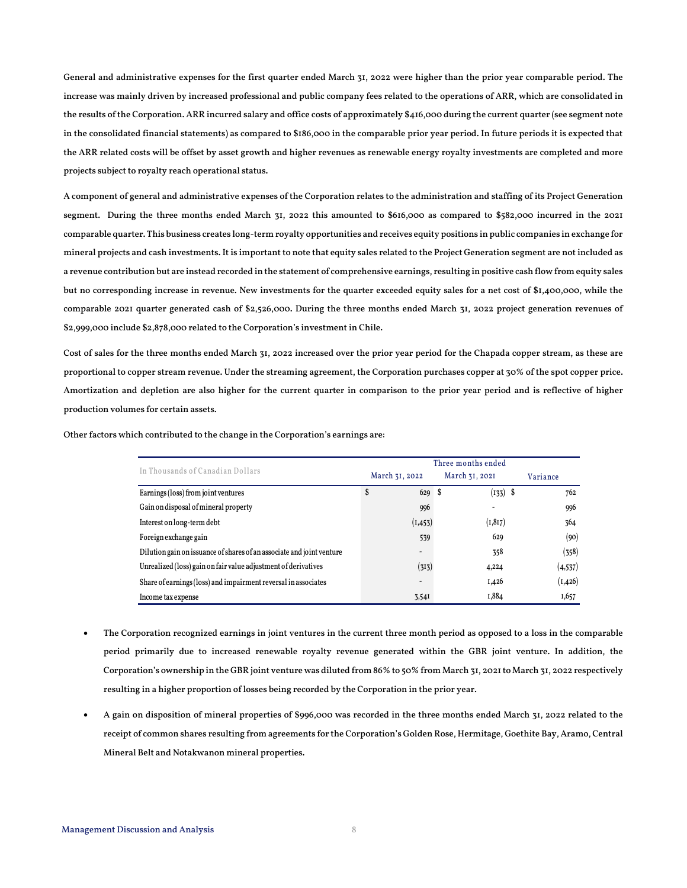General and administrative expenses for the first quarter ended March 31, 2022 were higher than the prior year comparable period. The increase was mainly driven by increased professional and public company fees related to the operations of ARR, which are consolidated in the results of the Corporation. ARR incurred salary and office costs of approximately $416,000 during the current quarter (see segment note in the consolidated financial statements) as compared to $186,000 in the comparable prior year period. In future periods it is expected that the ARR related costs will be offset by asset growth and higher revenues as renewable energy royalty investments are completed and more projects subject to royalty reach operational status.

A component of general and administrative expenses of the Corporation relates to the administration and staffing of its Project Generation segment. During the three months ended March 31, 2022 this amounted to $616,000 as compared to $582,000 incurred in the 2021 comparable quarter. This business creates long-term royalty opportunities and receives equity positions in public companies in exchange for mineral projects and cash investments. It is important to note that equity sales related to the Project Generation segment are not included as a revenue contribution but are instead recorded in the statement of comprehensive earnings, resulting in positive cash flow from equity sales but no corresponding increase in revenue. New investments for the quarter exceeded equity sales for a net cost of $1,400,000, while the comparable 2021 quarter generated cash of $2,526,000. During the three months ended March 31, 2022 project generation revenues of $2,999,000 include $2,878,000 related to the Corporation's investment in Chile.

Cost of sales for the three months ended March 31, 2022 increased over the prior year period for the Chapada copper stream, as these are proportional to copper stream revenue. Under the streaming agreement, the Corporation purchases copper at 30% of the spot copper price. Amortization and depletion are also higher for the current quarter in comparison to the prior year period and is reflective of higher production volumes for certain assets.

Other factors which contributed to the change in the Corporation's earnings are:

| In Thousands of Canadian Dollars | Three months ended | | |
|---|---|---|---|
| | March 31, 2022 | March 31, 2021 | Variance |
| Earnings (loss) from joint ventures | $ 629 | $ (133) | $ 762 |
| Gain on disposal of mineral property | 996 | - | 996 |
| Interest on long-term debt | (1,453) | (1,817) | 364 |
| Foreign exchange gain | 539 | 629 | (90) |
| Dilution gain on issuance of shares of an associate and joint venture | - | 358 | (358) |
| Unrealized (loss) gain on fair value adjustment of derivatives | (313) | 4,224 | (4,537) |
| Share of earnings (loss) and impairment reversal in associates | - | 1,426 | (1,426) |
| Income tax expense | 3,541 | 1,884 | 1,657 |

- The Corporation recognized earnings in joint ventures in the current three month period as opposed to a loss in the comparable period primarily due to increased renewable royalty revenue generated within the GBR joint venture. In addition, the Corporation's ownership in the GBR joint venture was diluted from 86% to 50% from March 31, 2021 to March 31, 2022 respectively resulting in a higher proportion of losses being recorded by the Corporation in the prior year.
- A gain on disposition of mineral properties of $996,000 was recorded in the three months ended March 31, 2022 related to the receipt of common shares resulting from agreements for the Corporation's Golden Rose, Hermitage, Goethite Bay, Aramo, Central Mineral Belt and Notakwanon mineral properties.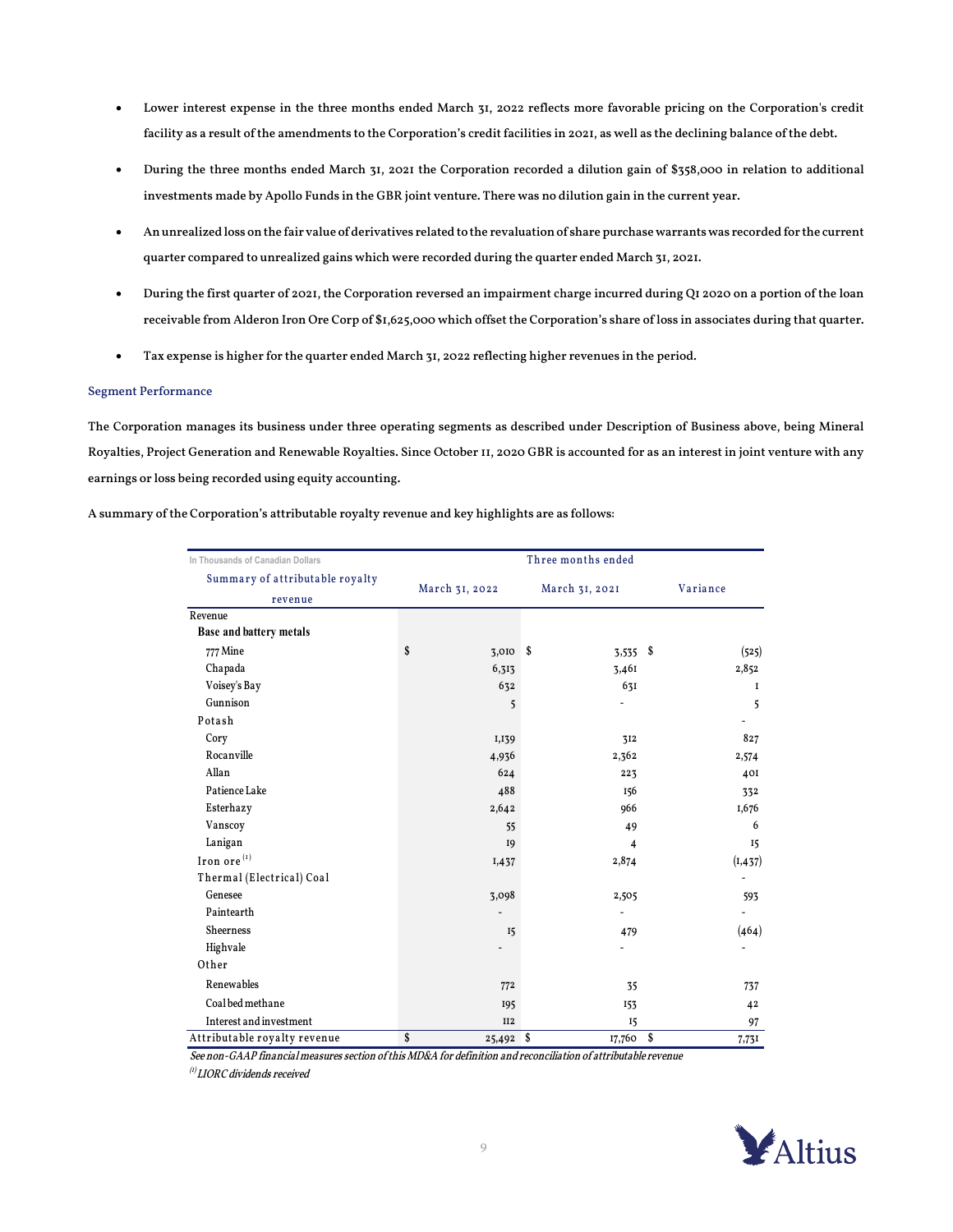- Lower interest expense in the three months ended March 31, 2022 reflects more favorable pricing on the Corporation's credit facility as a result of the amendments to the Corporation's credit facilities in 2021, as well as the declining balance of the debt.
- During the three months ended March 31, 2021 the Corporation recorded a dilution gain of $358,000 in relation to additional investments made by Apollo Funds in the GBR joint venture. There was no dilution gain in the current year.
- An unrealized loss on the fair value of derivatives related to the revaluation of share purchase warrants was recorded for the current quarter compared to unrealized gains which were recorded during the quarter ended March 31, 2021.
- During the first quarter of 2021, the Corporation reversed an impairment charge incurred during Q1 2020 on a portion of the loan receivable from Alderon Iron Ore Corp of $1,625,000 which offset the Corporation's share of loss in associates during that quarter.
- Tax expense is higher for the quarter ended March 31, 2022 reflecting higher revenues in the period.

### Segment Performance

The Corporation manages its business under three operating segments as described under Description of Business above, being Mineral Royalties, Project Generation and Renewable Royalties. Since October 11, 2020 GBR is accounted for as an interest in joint venture with any earnings or loss being recorded using equity accounting.

A summary of the Corporation's attributable royalty revenue and key highlights are as follows:

| In Thousands of Canadian Dollars | Three months ended | | |
|---|---|---|---|
| Summary of attributable royalty revenue | March 31, 2022 | March 31, 2021 | Variance |
| Revenue | | | |
| **Base and battery metals** | | | |
| 777 Mine | $ 3,010 | $ 3,535 | $ (525) |
| Chapada | 6,313 | 3,461 | 2,852 |
| Voisey's Bay | 632 | 631 | 1 |
| Gunnison | 5 | - | 5 |
| Potash | | | - |
| Cory | 1,139 | 312 | 827 |
| Rocanville | 4,936 | 2,362 | 2,574 |
| Allan | 624 | 223 | 401 |
| Patience Lake | 488 | 156 | 332 |
| Esterhazy | 2,642 | 966 | 1,676 |
| Vanscoy | 55 | 49 | 6 |
| Lanigan | 19 | 4 | 15 |
| Iron ore [(1)] | 1,437 | 2,874 | (1,437) |
| Thermal (Electrical) Coal | | | - |
| Genesee | 3,098 | 2,505 | 593 |
| Paintearth | - | - | - |
| Sheerness | 15 | 479 | (464) |
| Highvale | - | - | - |
| Other | | | |
| Renewables | 772 | 35 | 737 |
| Coal bed methane | 195 | 153 | 42 |
| Interest and investment | 112 | 15 | 97 |
| Attributable royalty revenue | $ 25,492 | $ 17,760 | $ 7,731 |

*See non-GAAP financial measures section of this MD&A for definition and reconciliation of attributable revenue*

*[(1)] LIORC dividends received*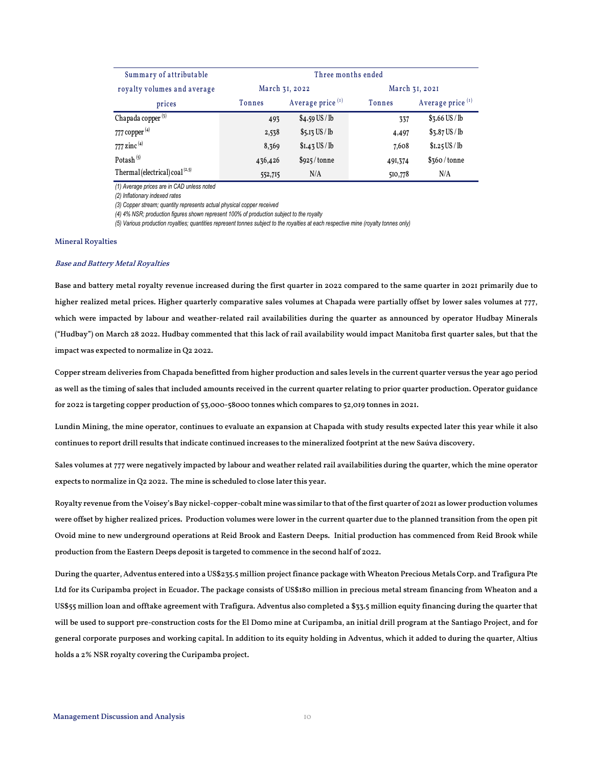| Summary of attributable royalty volumes and average prices | Three months ended | | | |
|---|---|---|---|---|
| | March 31, 2022 | | March 31, 2021 | |
| | Tonnes | Average price [1] | Tonnes | Average price [1] |
| Chapada copper [3] | 493 | $4.59 US / lb | 337 | $3.66 US / lb |
| 777 copper [4] | 2,538 | $5.13 US / lb | 4,497 | $3.87 US / lb |
| 777 zinc [4] | 8,369 | $1.43 US / lb | 7,608 | $1.25 US / lb |
| Potash [5] | 436,426 | $925 / tonne | 491,374 | $360 / tonne |
| Thermal (electrical) coal [2,5] | 552,715 | N/A | 510,778 | N/A |

*(1) Average prices are in CAD unless noted*

*(2) Inflationary indexed rates*

*(3) Copper stream; quantity represents actual physical copper received*

*(4) 4% NSR; production figures shown represent 100% of production subject to the royalty*

*(5) Various production royalties; quantities represent tonnes subject to the royalties at each respective mine (royalty tonnes only)*

## Mineral Royalties

### *Base and Battery Metal Royalties*

Base and battery metal royalty revenue increased during the first quarter in 2022 compared to the same quarter in 2021 primarily due to higher realized metal prices. Higher quarterly comparative sales volumes at Chapada were partially offset by lower sales volumes at 777, which were impacted by labour and weather-related rail availabilities during the quarter as announced by operator Hudbay Minerals ("Hudbay") on March 28 2022. Hudbay commented that this lack of rail availability would impact Manitoba first quarter sales, but that the impact was expected to normalize in Q2 2022.

Copper stream deliveries from Chapada benefitted from higher production and sales levels in the current quarter versus the year ago period as well as the timing of sales that included amounts received in the current quarter relating to prior quarter production. Operator guidance for 2022 is targeting copper production of 53,000-58000 tonnes which compares to 52,019 tonnes in 2021.

Lundin Mining, the mine operator, continues to evaluate an expansion at Chapada with study results expected later this year while it also continues to report drill results that indicate continued increases to the mineralized footprint at the new Saúva discovery.

Sales volumes at 777 were negatively impacted by labour and weather related rail availabilities during the quarter, which the mine operator expects to normalize in Q2 2022. The mine is scheduled to close later this year.

Royalty revenue from the Voisey's Bay nickel-copper-cobalt mine was similar to that of the first quarter of 2021 as lower production volumes were offset by higher realized prices. Production volumes were lower in the current quarter due to the planned transition from the open pit Ovoid mine to new underground operations at Reid Brook and Eastern Deeps. Initial production has commenced from Reid Brook while production from the Eastern Deeps deposit is targeted to commence in the second half of 2022.

During the quarter, Adventus entered into a US$235.5 million project finance package with Wheaton Precious Metals Corp. and Trafigura Pte Ltd for its Curipamba project in Ecuador. The package consists of US$180 million in precious metal stream financing from Wheaton and a US$55 million loan and offtake agreement with Trafigura. Adventus also completed a $33.5 million equity financing during the quarter that will be used to support pre-construction costs for the El Domo mine at Curipamba, an initial drill program at the Santiago Project, and for general corporate purposes and working capital. In addition to its equity holding in Adventus, which it added to during the quarter, Altius holds a 2% NSR royalty covering the Curipamba project.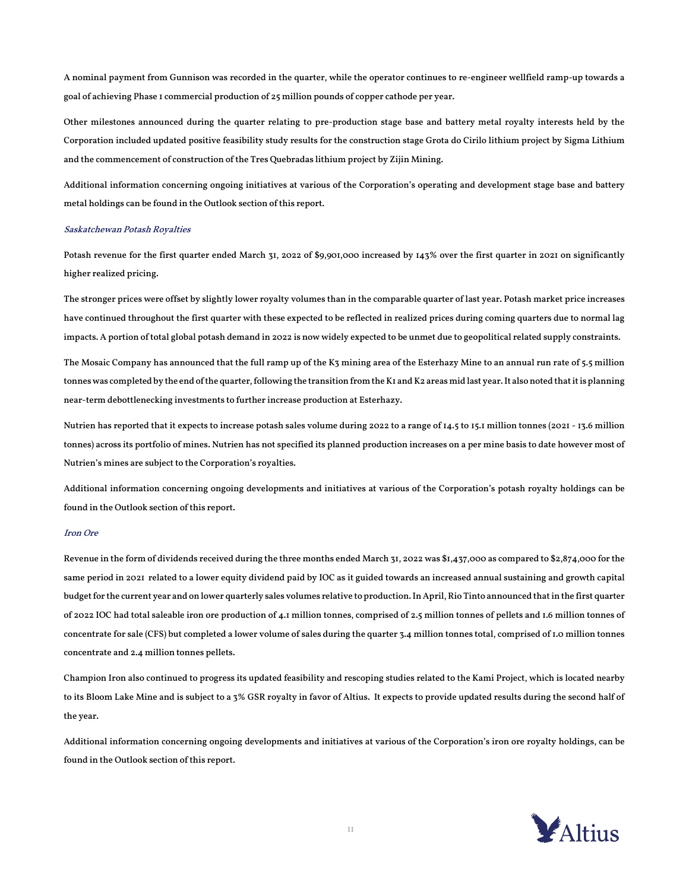A nominal payment from Gunnison was recorded in the quarter, while the operator continues to re-engineer wellfield ramp-up towards a goal of achieving Phase 1 commercial production of 25 million pounds of copper cathode per year.

Other milestones announced during the quarter relating to pre-production stage base and battery metal royalty interests held by the Corporation included updated positive feasibility study results for the construction stage Grota do Cirilo lithium project by Sigma Lithium and the commencement of construction of the Tres Quebradas lithium project by Zijin Mining.

Additional information concerning ongoing initiatives at various of the Corporation's operating and development stage base and battery metal holdings can be found in the Outlook section of this report.

### *Saskatchewan Potash Royalties*

Potash revenue for the first quarter ended March 31, 2022 of $9,901,000 increased by 143% over the first quarter in 2021 on significantly higher realized pricing.

The stronger prices were offset by slightly lower royalty volumes than in the comparable quarter of last year. Potash market price increases have continued throughout the first quarter with these expected to be reflected in realized prices during coming quarters due to normal lag impacts. A portion of total global potash demand in 2022 is now widely expected to be unmet due to geopolitical related supply constraints.

The Mosaic Company has announced that the full ramp up of the K3 mining area of the Esterhazy Mine to an annual run rate of 5.5 million tonnes was completed by the end of the quarter, following the transition from the K1 and K2 areas mid last year. It also noted that it is planning near-term debottlenecking investments to further increase production at Esterhazy.

Nutrien has reported that it expects to increase potash sales volume during 2022 to a range of 14.5 to 15.1 million tonnes (2021 - 13.6 million tonnes) across its portfolio of mines. Nutrien has not specified its planned production increases on a per mine basis to date however most of Nutrien's mines are subject to the Corporation's royalties.

Additional information concerning ongoing developments and initiatives at various of the Corporation's potash royalty holdings can be found in the Outlook section of this report.

### *Iron Ore*

Revenue in the form of dividends received during the three months ended March 31, 2022 was $1,437,000 as compared to $2,874,000 for the same period in 2021 related to a lower equity dividend paid by IOC as it guided towards an increased annual sustaining and growth capital budget for the current year and on lower quarterly sales volumes relative to production. In April, Rio Tinto announced that in the first quarter of 2022 IOC had total saleable iron ore production of 4.1 million tonnes, comprised of 2.5 million tonnes of pellets and 1.6 million tonnes of concentrate for sale (CFS) but completed a lower volume of sales during the quarter 3.4 million tonnes total, comprised of 1.0 million tonnes concentrate and 2.4 million tonnes pellets.

Champion Iron also continued to progress its updated feasibility and rescoping studies related to the Kami Project, which is located nearby to its Bloom Lake Mine and is subject to a 3% GSR royalty in favor of Altius. It expects to provide updated results during the second half of the year.

Additional information concerning ongoing developments and initiatives at various of the Corporation's iron ore royalty holdings, can be found in the Outlook section of this report.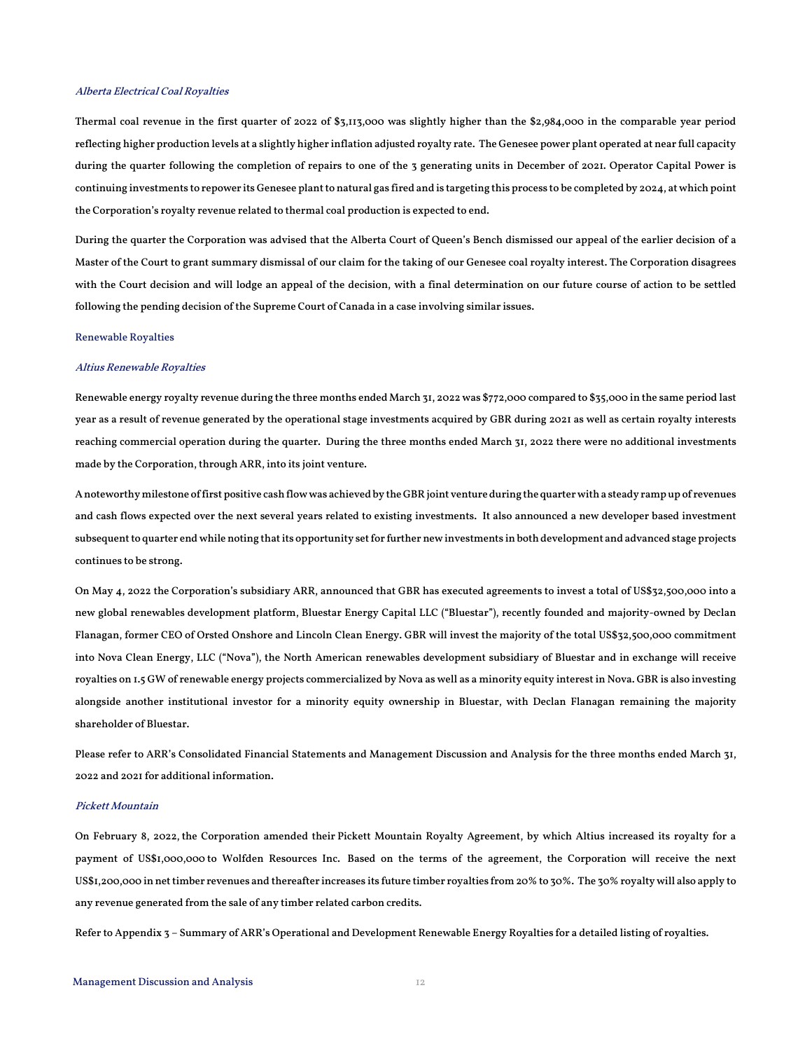### *Alberta Electrical Coal Royalties*

Thermal coal revenue in the first quarter of 2022 of $3,113,000 was slightly higher than the $2,984,000 in the comparable year period reflecting higher production levels at a slightly higher inflation adjusted royalty rate. The Genesee power plant operated at near full capacity during the quarter following the completion of repairs to one of the 3 generating units in December of 2021. Operator Capital Power is continuing investments to repower its Genesee plant to natural gas fired and is targeting this process to be completed by 2024, at which point the Corporation's royalty revenue related to thermal coal production is expected to end.

During the quarter the Corporation was advised that the Alberta Court of Queen's Bench dismissed our appeal of the earlier decision of a Master of the Court to grant summary dismissal of our claim for the taking of our Genesee coal royalty interest. The Corporation disagrees with the Court decision and will lodge an appeal of the decision, with a final determination on our future course of action to be settled following the pending decision of the Supreme Court of Canada in a case involving similar issues.

## Renewable Royalties

### *Altius Renewable Royalties*

Renewable energy royalty revenue during the three months ended March 31, 2022 was $772,000 compared to $35,000 in the same period last year as a result of revenue generated by the operational stage investments acquired by GBR during 2021 as well as certain royalty interests reaching commercial operation during the quarter. During the three months ended March 31, 2022 there were no additional investments made by the Corporation, through ARR, into its joint venture.

A noteworthy milestone of first positive cash flow was achieved by the GBR joint venture during the quarter with a steady ramp up of revenues and cash flows expected over the next several years related to existing investments. It also announced a new developer based investment subsequent to quarter end while noting that its opportunity set for further new investments in both development and advanced stage projects continues to be strong.

On May 4, 2022 the Corporation's subsidiary ARR, announced that GBR has executed agreements to invest a total of US$32,500,000 into a new global renewables development platform, Bluestar Energy Capital LLC ("Bluestar"), recently founded and majority-owned by Declan Flanagan, former CEO of Orsted Onshore and Lincoln Clean Energy. GBR will invest the majority of the total US$32,500,000 commitment into Nova Clean Energy, LLC ("Nova"), the North American renewables development subsidiary of Bluestar and in exchange will receive royalties on 1.5 GW of renewable energy projects commercialized by Nova as well as a minority equity interest in Nova. GBR is also investing alongside another institutional investor for a minority equity ownership in Bluestar, with Declan Flanagan remaining the majority shareholder of Bluestar.

Please refer to ARR's Consolidated Financial Statements and Management Discussion and Analysis for the three months ended March 31, 2022 and 2021 for additional information.

### *Pickett Mountain*

On February 8, 2022, the Corporation amended their Pickett Mountain Royalty Agreement, by which Altius increased its royalty for a payment of US$1,000,000 to Wolfden Resources Inc. Based on the terms of the agreement, the Corporation will receive the next US$1,200,000 in net timber revenues and thereafter increases its future timber royalties from 20% to 30%. The 30% royalty will also apply to any revenue generated from the sale of any timber related carbon credits.

Refer to Appendix 3 – Summary of ARR's Operational and Development Renewable Energy Royalties for a detailed listing of royalties.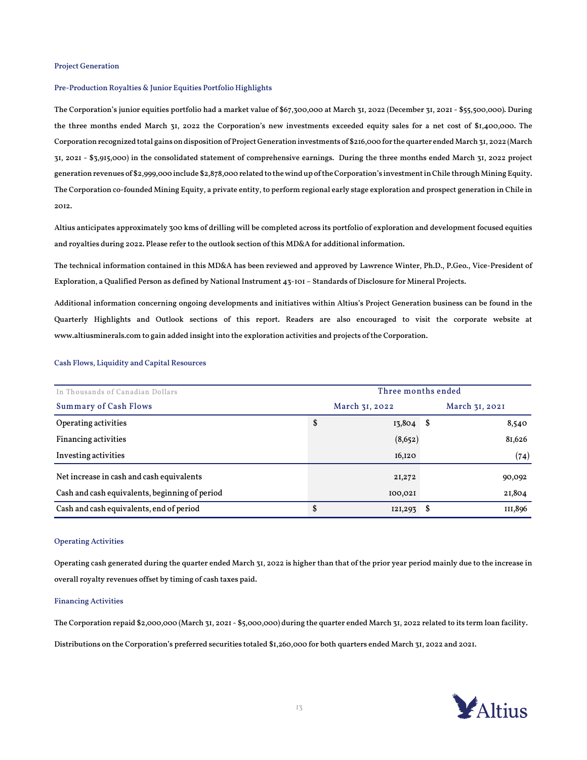### Project Generation

### Pre-Production Royalties & Junior Equities Portfolio Highlights

The Corporation's junior equities portfolio had a market value of $67,300,000 at March 31, 2022 (December 31, 2021 - $55,500,000). During the three months ended March 31, 2022 the Corporation's new investments exceeded equity sales for a net cost of $1,400,000. The Corporation recognized total gains on disposition of Project Generation investments of $216,000 for the quarter ended March 31, 2022 (March 31, 2021 - $3,915,000) in the consolidated statement of comprehensive earnings. During the three months ended March 31, 2022 project generation revenues of $2,999,000 include $2,878,000 related to the wind up of the Corporation's investment in Chile through Mining Equity. The Corporation co-founded Mining Equity, a private entity, to perform regional early stage exploration and prospect generation in Chile in 2012.

Altius anticipates approximately 300 kms of drilling will be completed across its portfolio of exploration and development focused equities and royalties during 2022. Please refer to the outlook section of this MD&A for additional information.

The technical information contained in this MD&A has been reviewed and approved by Lawrence Winter, Ph.D., P.Geo., Vice-President of Exploration, a Qualified Person as defined by National Instrument 43-101 – Standards of Disclosure for Mineral Projects.

Additional information concerning ongoing developments and initiatives within Altius's Project Generation business can be found in the Quarterly Highlights and Outlook sections of this report. Readers are also encouraged to visit the corporate website at www.altiusminerals.com to gain added insight into the exploration activities and projects of the Corporation.

### Cash Flows, Liquidity and Capital Resources

| In Thousands of Canadian Dollars | Three months ended | |
|---|---|---|
| Summary of Cash Flows | March 31, 2022 | March 31, 2021 |
| Operating activities | $ 13,804 | $ 8,540 |
| Financing activities | (8,652) | 81,626 |
| Investing activities | 16,120 | (74) |
| Net increase in cash and cash equivalents | 21,272 | 90,092 |
| Cash and cash equivalents, beginning of period | 100,021 | 21,804 |
| Cash and cash equivalents, end of period | $ 121,293 | $ 111,896 |

### Operating Activities

Operating cash generated during the quarter ended March 31, 2022 is higher than that of the prior year period mainly due to the increase in overall royalty revenues offset by timing of cash taxes paid.

### Financing Activities

The Corporation repaid $2,000,000 (March 31, 2021 - $5,000,000) during the quarter ended March 31, 2022 related to its term loan facility.

Distributions on the Corporation's preferred securities totaled $1,260,000 for both quarters ended March 31, 2022 and 2021.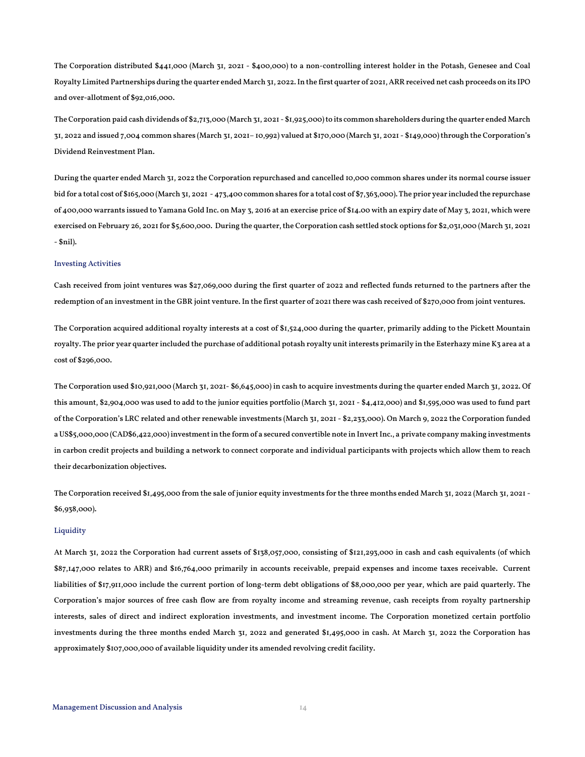The Corporation distributed $441,000 (March 31, 2021 - $400,000) to a non-controlling interest holder in the Potash, Genesee and Coal Royalty Limited Partnerships during the quarter ended March 31, 2022. In the first quarter of 2021, ARR received net cash proceeds on its IPO and over-allotment of $92,016,000.

The Corporation paid cash dividends of $2,713,000 (March 31, 2021 - $1,925,000) to its common shareholders during the quarter ended March 31, 2022 and issued 7,004 common shares (March 31, 2021– 10,992) valued at $170,000 (March 31, 2021 - $149,000) through the Corporation's Dividend Reinvestment Plan.

During the quarter ended March 31, 2022 the Corporation repurchased and cancelled 10,000 common shares under its normal course issuer bid for a total cost of $165,000 (March 31, 2021 - 473,400 common shares for a total cost of $7,363,000). The prior year included the repurchase of 400,000 warrants issued to Yamana Gold Inc. on May 3, 2016 at an exercise price of $14.00 with an expiry date of May 3, 2021, which were exercised on February 26, 2021 for $5,600,000. During the quarter, the Corporation cash settled stock options for $2,031,000 (March 31, 2021 - $nil).

### Investing Activities

Cash received from joint ventures was $27,069,000 during the first quarter of 2022 and reflected funds returned to the partners after the redemption of an investment in the GBR joint venture. In the first quarter of 2021 there was cash received of $270,000 from joint ventures.

The Corporation acquired additional royalty interests at a cost of $1,524,000 during the quarter, primarily adding to the Pickett Mountain royalty. The prior year quarter included the purchase of additional potash royalty unit interests primarily in the Esterhazy mine K3 area at a cost of $296,000.

The Corporation used $10,921,000 (March 31, 2021- $6,645,000) in cash to acquire investments during the quarter ended March 31, 2022. Of this amount, $2,904,000 was used to add to the junior equities portfolio (March 31, 2021 - $4,412,000) and $1,595,000 was used to fund part of the Corporation's LRC related and other renewable investments (March 31, 2021 - $2,233,000). On March 9, 2022 the Corporation funded a US$5,000,000 (CAD$6,422,000) investment in the form of a secured convertible note in Invert Inc., a private company making investments in carbon credit projects and building a network to connect corporate and individual participants with projects which allow them to reach their decarbonization objectives.

The Corporation received $1,495,000 from the sale of junior equity investments for the three months ended March 31, 2022 (March 31, 2021 - $6,938,000).

### Liquidity

At March 31, 2022 the Corporation had current assets of $138,057,000, consisting of $121,293,000 in cash and cash equivalents (of which $87,147,000 relates to ARR) and $16,764,000 primarily in accounts receivable, prepaid expenses and income taxes receivable. Current liabilities of $17,911,000 include the current portion of long-term debt obligations of $8,000,000 per year, which are paid quarterly. The Corporation's major sources of free cash flow are from royalty income and streaming revenue, cash receipts from royalty partnership interests, sales of direct and indirect exploration investments, and investment income. The Corporation monetized certain portfolio investments during the three months ended March 31, 2022 and generated $1,495,000 in cash. At March 31, 2022 the Corporation has approximately $107,000,000 of available liquidity under its amended revolving credit facility.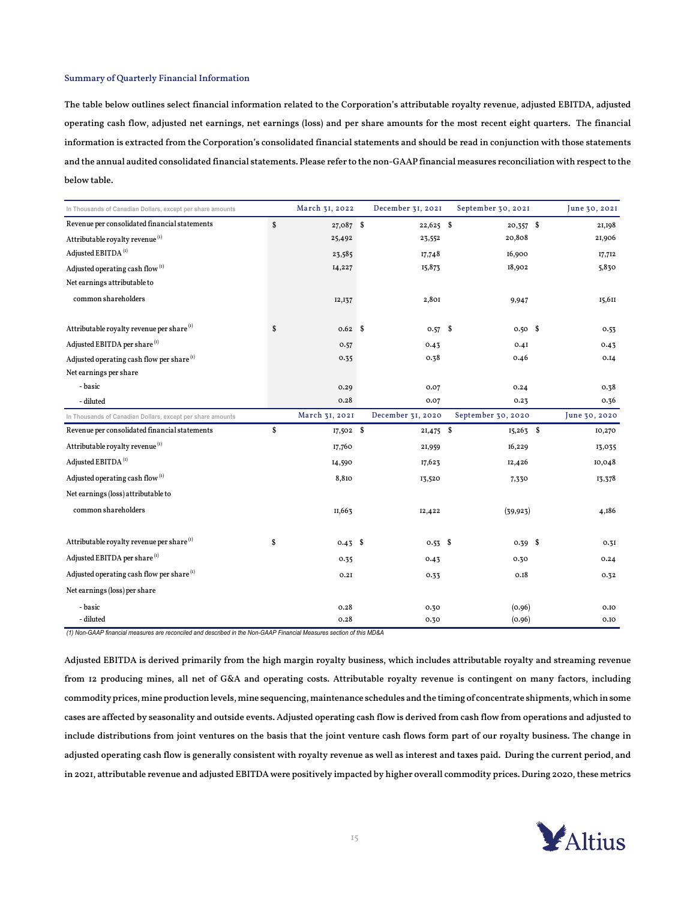### Summary of Quarterly Financial Information

The table below outlines select financial information related to the Corporation's attributable royalty revenue, adjusted EBITDA, adjusted operating cash flow, adjusted net earnings, net earnings (loss) and per share amounts for the most recent eight quarters. The financial information is extracted from the Corporation's consolidated financial statements and should be read in conjunction with those statements and the annual audited consolidated financial statements. Please refer to the non-GAAP financial measures reconciliation with respect to the below table.

| In Thousands of Canadian Dollars, except per share amounts | March 31, 2022 | December 31, 2021 | September 30, 2021 | June 30, 2021 |
|---|---|---|---|---|
| Revenue per consolidated financial statements | $ 27,087 | $ 22,625 | $ 20,357 | $ 21,198 |
| Attributable royalty revenue [1] | 25,492 | 23,552 | 20,808 | 21,906 |
| Adjusted EBITDA [1] | 23,585 | 17,748 | 16,900 | 17,712 |
| Adjusted operating cash flow [1] | 14,227 | 15,873 | 18,902 | 5,830 |
| Net earnings attributable to common shareholders | 12,137 | 2,801 | 9,947 | 15,611 |
| Attributable royalty revenue per share [1] | $ 0.62 | $ 0.57 | $ 0.50 | $ 0.53 |
| Adjusted EBITDA per share [1] | 0.57 | 0.43 | 0.41 | 0.43 |
| Adjusted operating cash flow per share [1] | 0.35 | 0.38 | 0.46 | 0.14 |
| Net earnings per share | | | | |
| - basic | 0.29 | 0.07 | 0.24 | 0.38 |
| - diluted | 0.28 | 0.07 | 0.23 | 0.36 |
| **In Thousands of Canadian Dollars, except per share amounts** | **March 31, 2021** | **December 31, 2020** | **September 30, 2020** | **June 30, 2020** |
| Revenue per consolidated financial statements | $ 17,502 | $ 21,475 | $ 15,263 | $ 10,270 |
| Attributable royalty revenue [1] | 17,760 | 21,959 | 16,229 | 13,035 |
| Adjusted EBITDA [1] | 14,590 | 17,623 | 12,426 | 10,048 |
| Adjusted operating cash flow [1] | 8,810 | 13,520 | 7,330 | 13,378 |
| Net earnings (loss) attributable to common shareholders | 11,663 | 12,422 | (39,923) | 4,186 |
| Attributable royalty revenue per share [1] | $ 0.43 | $ 0.53 | $ 0.39 | $ 0.31 |
| Adjusted EBITDA per share [1] | 0.35 | 0.43 | 0.30 | 0.24 |
| Adjusted operating cash flow per share [1] | 0.21 | 0.33 | 0.18 | 0.32 |
| Net earnings (loss) per share | | | | |
| - basic | 0.28 | 0.30 | (0.96) | 0.10 |
| - diluted | 0.28 | 0.30 | (0.96) | 0.10 |

*(1) Non-GAAP financial measures are reconciled and described in the Non-GAAP Financial Measures section of this MD&A*

Adjusted EBITDA is derived primarily from the high margin royalty business, which includes attributable royalty and streaming revenue from 12 producing mines, all net of G&A and operating costs. Attributable royalty revenue is contingent on many factors, including commodity prices, mine production levels, mine sequencing, maintenance schedules and the timing of concentrate shipments, which in some cases are affected by seasonality and outside events. Adjusted operating cash flow is derived from cash flow from operations and adjusted to include distributions from joint ventures on the basis that the joint venture cash flows form part of our royalty business. The change in adjusted operating cash flow is generally consistent with royalty revenue as well as interest and taxes paid. During the current period, and in 2021, attributable revenue and adjusted EBITDA were positively impacted by higher overall commodity prices. During 2020, these metrics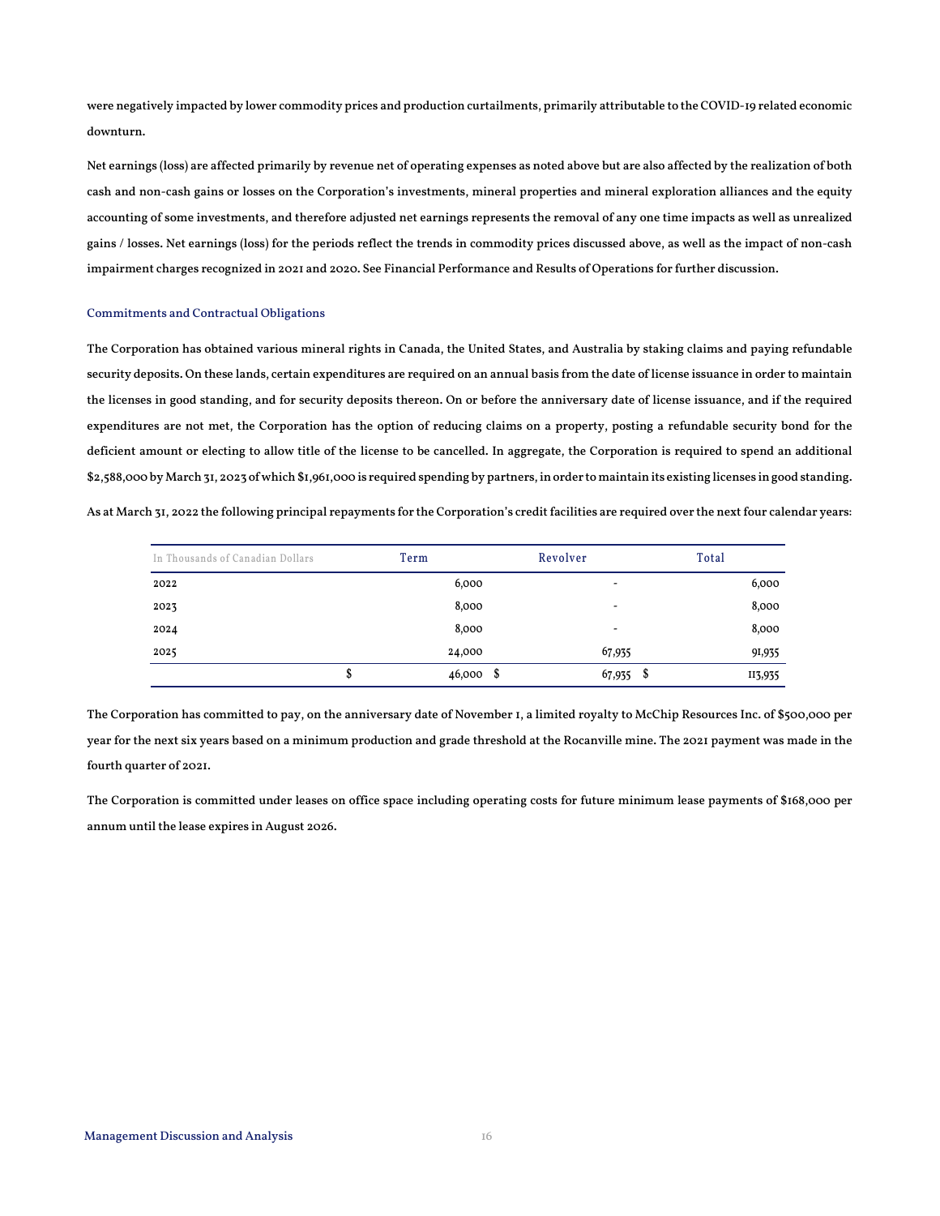were negatively impacted by lower commodity prices and production curtailments, primarily attributable to the COVID-19 related economic downturn.

Net earnings (loss) are affected primarily by revenue net of operating expenses as noted above but are also affected by the realization of both cash and non-cash gains or losses on the Corporation's investments, mineral properties and mineral exploration alliances and the equity accounting of some investments, and therefore adjusted net earnings represents the removal of any one time impacts as well as unrealized gains / losses. Net earnings (loss) for the periods reflect the trends in commodity prices discussed above, as well as the impact of non-cash impairment charges recognized in 2021 and 2020. See Financial Performance and Results of Operations for further discussion.

### Commitments and Contractual Obligations

The Corporation has obtained various mineral rights in Canada, the United States, and Australia by staking claims and paying refundable security deposits. On these lands, certain expenditures are required on an annual basis from the date of license issuance in order to maintain the licenses in good standing, and for security deposits thereon. On or before the anniversary date of license issuance, and if the required expenditures are not met, the Corporation has the option of reducing claims on a property, posting a refundable security bond for the deficient amount or electing to allow title of the license to be cancelled. In aggregate, the Corporation is required to spend an additional $2,588,000 by March 31, 2023 of which $1,961,000 is required spending by partners, in order to maintain its existing licenses in good standing.

As at March 31, 2022 the following principal repayments for the Corporation's credit facilities are required over the next four calendar years:

| In Thousands of Canadian Dollars | Term | Revolver | Total |
|---|---|---|---|
| 2022 | 6,000 | - | 6,000 |
| 2023 | 8,000 | - | 8,000 |
| 2024 | 8,000 | - | 8,000 |
| 2025 | 24,000 | 67,935 | 91,935 |
| | $ 46,000 | $ 67,935 | $ 113,935 |

The Corporation has committed to pay, on the anniversary date of November 1, a limited royalty to McChip Resources Inc. of $500,000 per year for the next six years based on a minimum production and grade threshold at the Rocanville mine. The 2021 payment was made in the fourth quarter of 2021.

The Corporation is committed under leases on office space including operating costs for future minimum lease payments of $168,000 per annum until the lease expires in August 2026.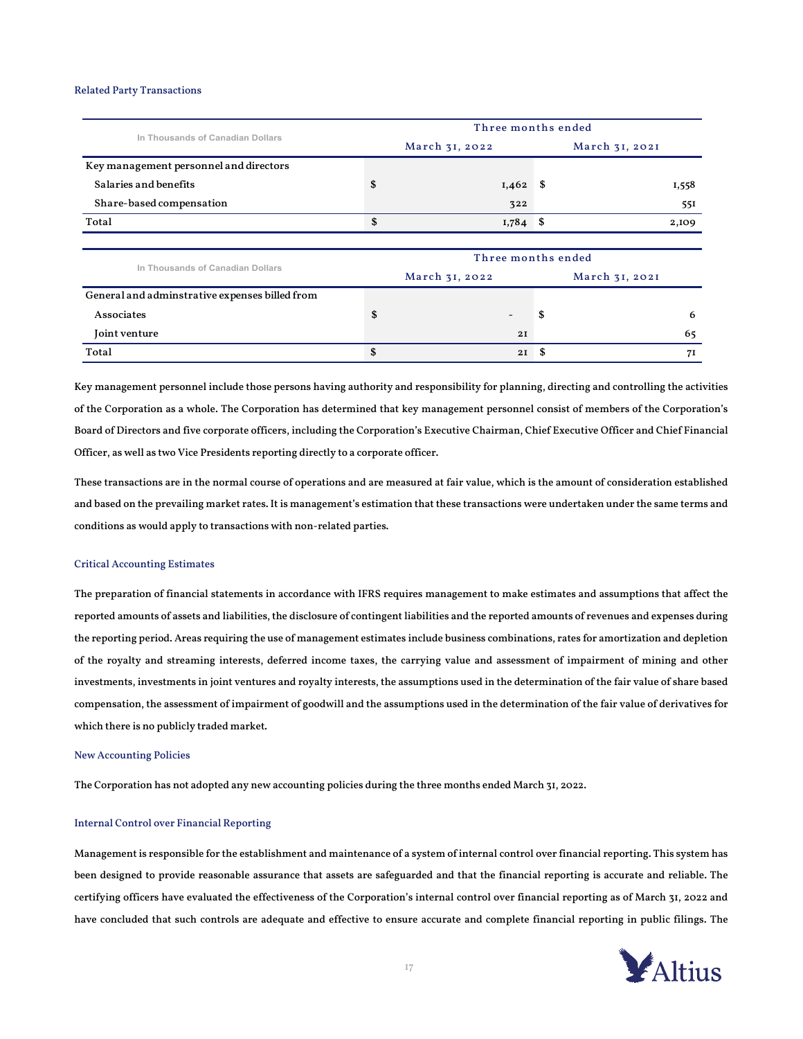### Related Party Transactions

| In Thousands of Canadian Dollars | Three months ended | |
|---|---|---|
| | March 31, 2022 | March 31, 2021 |
| Key management personnel and directors | | |
| Salaries and benefits | $ 1,462 | $ 1,558 |
| Share-based compensation | 322 | 551 |
| Total | $ 1,784 | $ 2,109 |

| In Thousands of Canadian Dollars | Three months ended | |
|---|---|---|
| | March 31, 2022 | March 31, 2021 |
| General and adminstrative expenses billed from | | |
| Associates | $ - | $ 6 |
| Joint venture | 21 | 65 |
| Total | $ 21 | $ 71 |

Key management personnel include those persons having authority and responsibility for planning, directing and controlling the activities of the Corporation as a whole. The Corporation has determined that key management personnel consist of members of the Corporation's Board of Directors and five corporate officers, including the Corporation's Executive Chairman, Chief Executive Officer and Chief Financial Officer, as well as two Vice Presidents reporting directly to a corporate officer.

These transactions are in the normal course of operations and are measured at fair value, which is the amount of consideration established and based on the prevailing market rates. It is management's estimation that these transactions were undertaken under the same terms and conditions as would apply to transactions with non-related parties.

### Critical Accounting Estimates

The preparation of financial statements in accordance with IFRS requires management to make estimates and assumptions that affect the reported amounts of assets and liabilities, the disclosure of contingent liabilities and the reported amounts of revenues and expenses during the reporting period. Areas requiring the use of management estimates include business combinations, rates for amortization and depletion of the royalty and streaming interests, deferred income taxes, the carrying value and assessment of impairment of mining and other investments, investments in joint ventures and royalty interests, the assumptions used in the determination of the fair value of share based compensation, the assessment of impairment of goodwill and the assumptions used in the determination of the fair value of derivatives for which there is no publicly traded market.

### New Accounting Policies

The Corporation has not adopted any new accounting policies during the three months ended March 31, 2022.

### Internal Control over Financial Reporting

Management is responsible for the establishment and maintenance of a system of internal control over financial reporting. This system has been designed to provide reasonable assurance that assets are safeguarded and that the financial reporting is accurate and reliable. The certifying officers have evaluated the effectiveness of the Corporation's internal control over financial reporting as of March 31, 2022 and have concluded that such controls are adequate and effective to ensure accurate and complete financial reporting in public filings. The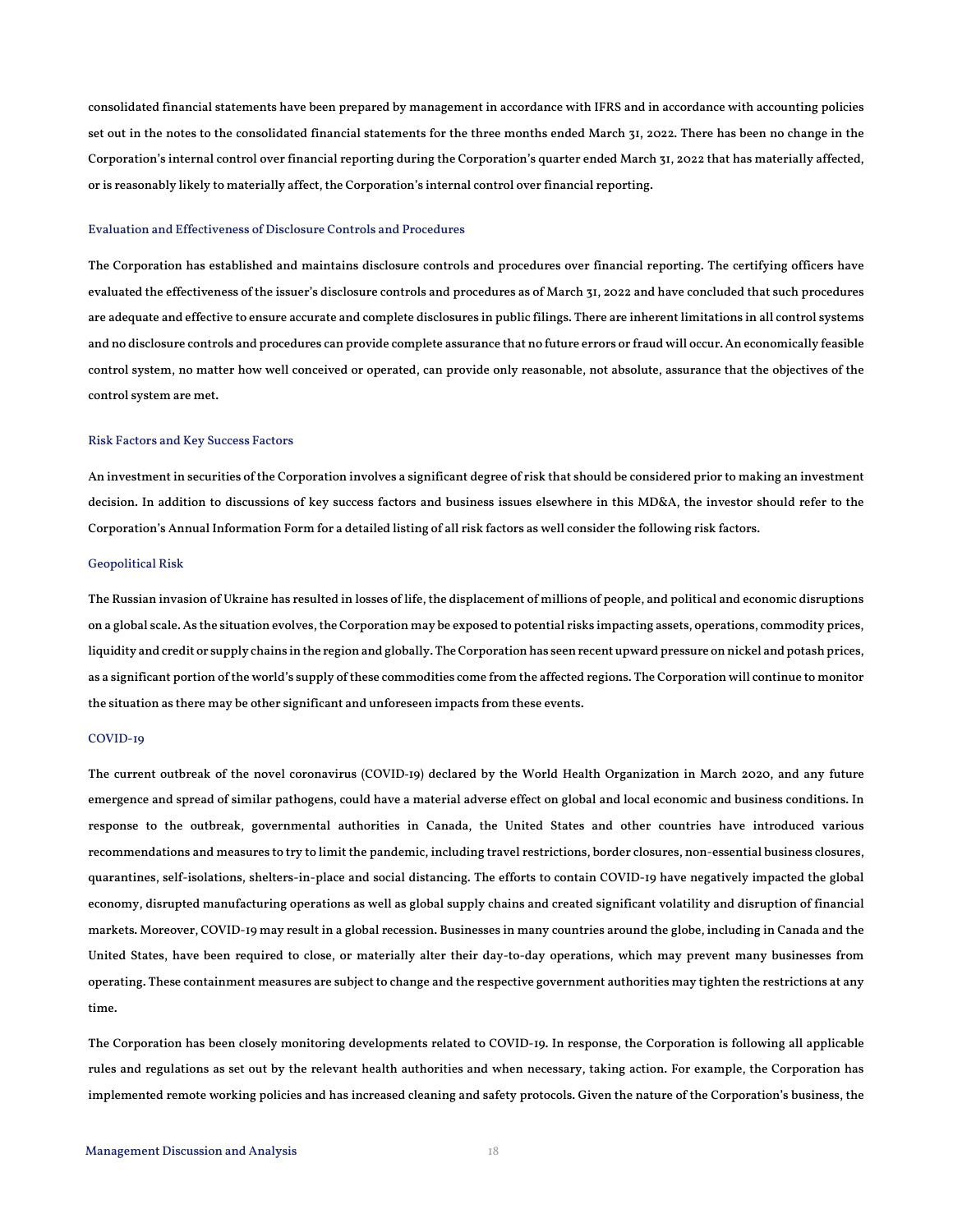consolidated financial statements have been prepared by management in accordance with IFRS and in accordance with accounting policies set out in the notes to the consolidated financial statements for the three months ended March 31, 2022. There has been no change in the Corporation's internal control over financial reporting during the Corporation's quarter ended March 31, 2022 that has materially affected, or is reasonably likely to materially affect, the Corporation's internal control over financial reporting.

### Evaluation and Effectiveness of Disclosure Controls and Procedures

The Corporation has established and maintains disclosure controls and procedures over financial reporting. The certifying officers have evaluated the effectiveness of the issuer's disclosure controls and procedures as of March 31, 2022 and have concluded that such procedures are adequate and effective to ensure accurate and complete disclosures in public filings. There are inherent limitations in all control systems and no disclosure controls and procedures can provide complete assurance that no future errors or fraud will occur. An economically feasible control system, no matter how well conceived or operated, can provide only reasonable, not absolute, assurance that the objectives of the control system are met.

### Risk Factors and Key Success Factors

An investment in securities of the Corporation involves a significant degree of risk that should be considered prior to making an investment decision. In addition to discussions of key success factors and business issues elsewhere in this MD&A, the investor should refer to the Corporation's Annual Information Form for a detailed listing of all risk factors as well consider the following risk factors.

### Geopolitical Risk

The Russian invasion of Ukraine has resulted in losses of life, the displacement of millions of people, and political and economic disruptions on a global scale. As the situation evolves, the Corporation may be exposed to potential risks impacting assets, operations, commodity prices, liquidity and credit or supply chains in the region and globally. The Corporation has seen recent upward pressure on nickel and potash prices, as a significant portion of the world's supply of these commodities come from the affected regions. The Corporation will continue to monitor the situation as there may be other significant and unforeseen impacts from these events.

### COVID-19

The current outbreak of the novel coronavirus (COVID-19) declared by the World Health Organization in March 2020, and any future emergence and spread of similar pathogens, could have a material adverse effect on global and local economic and business conditions. In response to the outbreak, governmental authorities in Canada, the United States and other countries have introduced various recommendations and measures to try to limit the pandemic, including travel restrictions, border closures, non-essential business closures, quarantines, self-isolations, shelters-in-place and social distancing. The efforts to contain COVID-19 have negatively impacted the global economy, disrupted manufacturing operations as well as global supply chains and created significant volatility and disruption of financial markets. Moreover, COVID-19 may result in a global recession. Businesses in many countries around the globe, including in Canada and the United States, have been required to close, or materially alter their day-to-day operations, which may prevent many businesses from operating. These containment measures are subject to change and the respective government authorities may tighten the restrictions at any time.

The Corporation has been closely monitoring developments related to COVID-19. In response, the Corporation is following all applicable rules and regulations as set out by the relevant health authorities and when necessary, taking action. For example, the Corporation has implemented remote working policies and has increased cleaning and safety protocols. Given the nature of the Corporation's business, the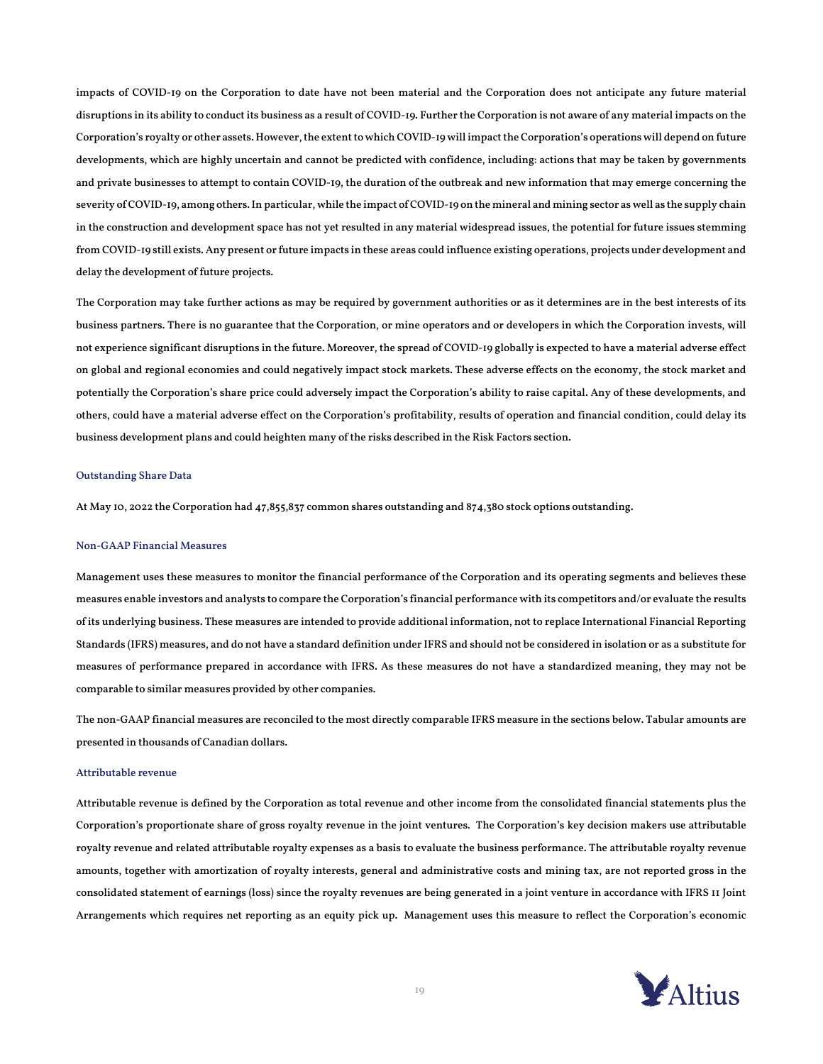impacts of COVID-19 on the Corporation to date have not been material and the Corporation does not anticipate any future material disruptions in its ability to conduct its business as a result of COVID-19. Further the Corporation is not aware of any material impacts on the Corporation's royalty or other assets. However, the extent to which COVID-19 will impact the Corporation's operations will depend on future developments, which are highly uncertain and cannot be predicted with confidence, including: actions that may be taken by governments and private businesses to attempt to contain COVID-19, the duration of the outbreak and new information that may emerge concerning the severity of COVID-19, among others. In particular, while the impact of COVID-19 on the mineral and mining sector as well as the supply chain in the construction and development space has not yet resulted in any material widespread issues, the potential for future issues stemming from COVID-19 still exists. Any present or future impacts in these areas could influence existing operations, projects under development and delay the development of future projects.

The Corporation may take further actions as may be required by government authorities or as it determines are in the best interests of its business partners. There is no guarantee that the Corporation, or mine operators and or developers in which the Corporation invests, will not experience significant disruptions in the future. Moreover, the spread of COVID-19 globally is expected to have a material adverse effect on global and regional economies and could negatively impact stock markets. These adverse effects on the economy, the stock market and potentially the Corporation's share price could adversely impact the Corporation's ability to raise capital. Any of these developments, and others, could have a material adverse effect on the Corporation's profitability, results of operation and financial condition, could delay its business development plans and could heighten many of the risks described in the Risk Factors section.

### Outstanding Share Data

At May 10, 2022 the Corporation had 47,855,837 common shares outstanding and 874,380 stock options outstanding.

### Non-GAAP Financial Measures

Management uses these measures to monitor the financial performance of the Corporation and its operating segments and believes these measures enable investors and analysts to compare the Corporation's financial performance with its competitors and/or evaluate the results of its underlying business. These measures are intended to provide additional information, not to replace International Financial Reporting Standards (IFRS) measures, and do not have a standard definition under IFRS and should not be considered in isolation or as a substitute for measures of performance prepared in accordance with IFRS. As these measures do not have a standardized meaning, they may not be comparable to similar measures provided by other companies.

The non-GAAP financial measures are reconciled to the most directly comparable IFRS measure in the sections below. Tabular amounts are presented in thousands of Canadian dollars.

### Attributable revenue

Attributable revenue is defined by the Corporation as total revenue and other income from the consolidated financial statements plus the Corporation's proportionate share of gross royalty revenue in the joint ventures. The Corporation's key decision makers use attributable royalty revenue and related attributable royalty expenses as a basis to evaluate the business performance. The attributable royalty revenue amounts, together with amortization of royalty interests, general and administrative costs and mining tax, are not reported gross in the consolidated statement of earnings (loss) since the royalty revenues are being generated in a joint venture in accordance with IFRS 11 Joint Arrangements which requires net reporting as an equity pick up. Management uses this measure to reflect the Corporation's economic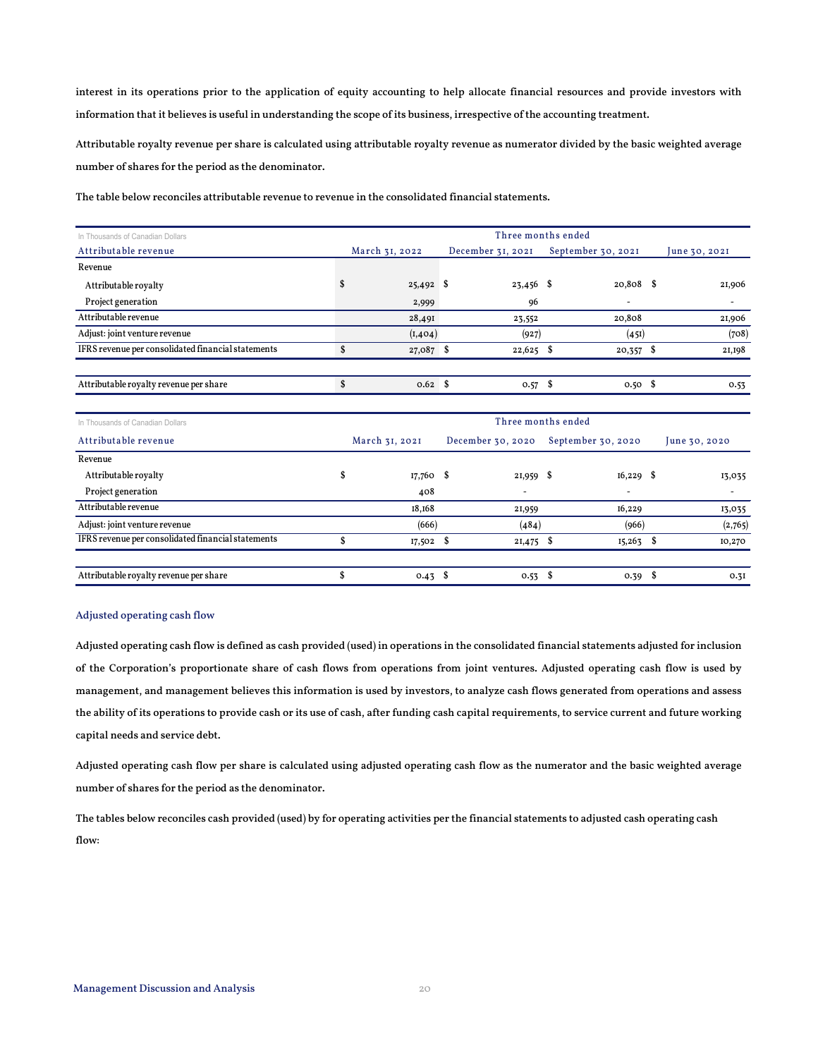interest in its operations prior to the application of equity accounting to help allocate financial resources and provide investors with information that it believes is useful in understanding the scope of its business, irrespective of the accounting treatment.

Attributable royalty revenue per share is calculated using attributable royalty revenue as numerator divided by the basic weighted average number of shares for the period as the denominator.

The table below reconciles attributable revenue to revenue in the consolidated financial statements.

| In Thousands of Canadian Dollars | Three months ended | | | |
|---|---|---|---|---|
| Attributable revenue | March 31, 2022 | December 31, 2021 | September 30, 2021 | June 30, 2021 |
| Revenue | | | | |
| Attributable royalty | $ 25,492 | $ 23,456 | $ 20,808 | $ 21,906 |
| Project generation | 2,999 | 96 | - | - |
| Attributable revenue | 28,491 | 23,552 | 20,808 | 21,906 |
| Adjust: joint venture revenue | (1,404) | (927) | (451) | (708) |
| IFRS revenue per consolidated financial statements | $ 27,087 | $ 22,625 | $ 20,357 | $ 21,198 |
| | | | | |
| Attributable royalty revenue per share | $ 0.62 | $ 0.57 | $ 0.50 | $ 0.53 |

| In Thousands of Canadian Dollars | Three months ended | | | |
|---|---|---|---|---|
| Attributable revenue | March 31, 2021 | December 30, 2020 | September 30, 2020 | June 30, 2020 |
| Revenue | | | | |
| Attributable royalty | $ 17,760 | $ 21,959 | $ 16,229 | $ 13,035 |
| Project generation | 408 | - | - | - |
| Attributable revenue | 18,168 | 21,959 | 16,229 | 13,035 |
| Adjust: joint venture revenue | (666) | (484) | (966) | (2,765) |
| IFRS revenue per consolidated financial statements | $ 17,502 | $ 21,475 | $ 15,263 | $ 10,270 |
| | | | | |
| Attributable royalty revenue per share | $ 0.43 | $ 0.53 | $ 0.39 | $ 0.31 |

### Adjusted operating cash flow

Adjusted operating cash flow is defined as cash provided (used) in operations in the consolidated financial statements adjusted for inclusion of the Corporation's proportionate share of cash flows from operations from joint ventures. Adjusted operating cash flow is used by management, and management believes this information is used by investors, to analyze cash flows generated from operations and assess the ability of its operations to provide cash or its use of cash, after funding cash capital requirements, to service current and future working capital needs and service debt.

Adjusted operating cash flow per share is calculated using adjusted operating cash flow as the numerator and the basic weighted average number of shares for the period as the denominator.

The tables below reconciles cash provided (used) by for operating activities per the financial statements to adjusted cash operating cash flow: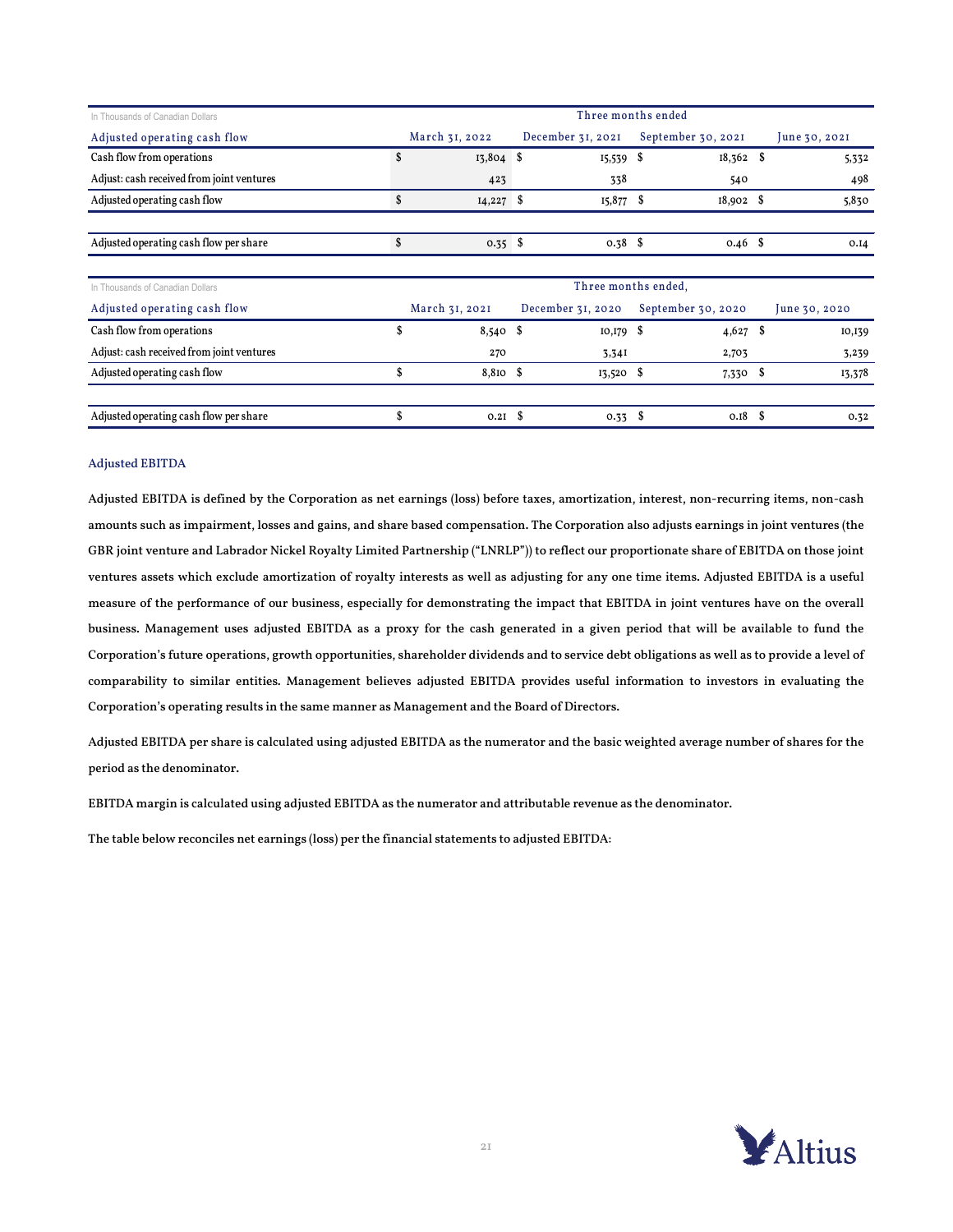| In Thousands of Canadian Dollars | Three months ended | | | |
|---|---|---|---|---|
| **Adjusted operating cash flow** | March 31, 2022 | December 31, 2021 | September 30, 2021 | June 30, 2021 |
| Cash flow from operations | $ 13,804 | $ 15,539 | $ 18,362 | $ 5,332 |
| Adjust: cash received from joint ventures | 423 | 338 | 540 | 498 |
| Adjusted operating cash flow | $ 14,227 | $ 15,877 | $ 18,902 | $ 5,830 |
| | | | | |
| Adjusted operating cash flow per share | $ 0.35 | $ 0.38 | $ 0.46 | $ 0.14 |

| In Thousands of Canadian Dollars | Three months ended, | | | |
|---|---|---|---|---|
| **Adjusted operating cash flow** | March 31, 2021 | December 31, 2020 | September 30, 2020 | June 30, 2020 |
| Cash flow from operations | $ 8,540 | $ 10,179 | $ 4,627 | $ 10,139 |
| Adjust: cash received from joint ventures | 270 | 3,341 | 2,703 | 3,239 |
| Adjusted operating cash flow | $ 8,810 | $ 13,520 | $ 7,330 | $ 13,378 |
| | | | | |
| Adjusted operating cash flow per share | $ 0.21 | $ 0.33 | $ 0.18 | $ 0.32 |

## Adjusted EBITDA

Adjusted EBITDA is defined by the Corporation as net earnings (loss) before taxes, amortization, interest, non-recurring items, non-cash amounts such as impairment, losses and gains, and share based compensation. The Corporation also adjusts earnings in joint ventures (the GBR joint venture and Labrador Nickel Royalty Limited Partnership ("LNRLP")) to reflect our proportionate share of EBITDA on those joint ventures assets which exclude amortization of royalty interests as well as adjusting for any one time items. Adjusted EBITDA is a useful measure of the performance of our business, especially for demonstrating the impact that EBITDA in joint ventures have on the overall business. Management uses adjusted EBITDA as a proxy for the cash generated in a given period that will be available to fund the Corporation's future operations, growth opportunities, shareholder dividends and to service debt obligations as well as to provide a level of comparability to similar entities. Management believes adjusted EBITDA provides useful information to investors in evaluating the Corporation's operating results in the same manner as Management and the Board of Directors.

Adjusted EBITDA per share is calculated using adjusted EBITDA as the numerator and the basic weighted average number of shares for the period as the denominator.

EBITDA margin is calculated using adjusted EBITDA as the numerator and attributable revenue as the denominator.

The table below reconciles net earnings (loss) per the financial statements to adjusted EBITDA: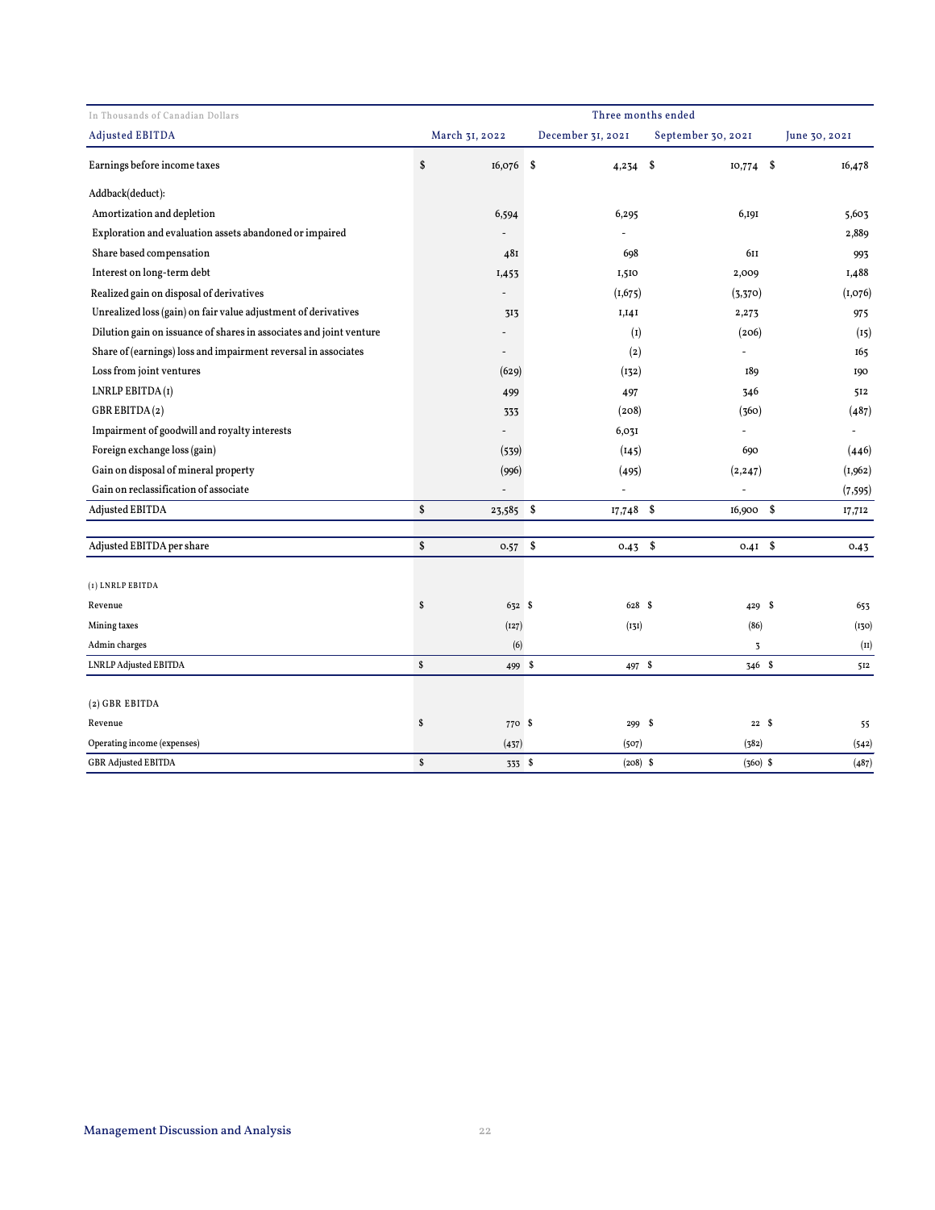| In Thousands of Canadian Dollars | Three months ended | | | |
|---|---|---|---|---|
| Adjusted EBITDA | March 31, 2022 | December 31, 2021 | September 30, 2021 | June 30, 2021 |
| Earnings before income taxes | $ 16,076 | $ 4,234 | $ 10,774 | $ 16,478 |
| Addback(deduct): | | | | |
| Amortization and depletion | 6,594 | 6,295 | 6,191 | 5,603 |
| Exploration and evaluation assets abandoned or impaired | - | - | | 2,889 |
| Share based compensation | 481 | 698 | 611 | 993 |
| Interest on long-term debt | 1,453 | 1,510 | 2,009 | 1,488 |
| Realized gain on disposal of derivatives | - | (1,675) | (3,370) | (1,076) |
| Unrealized loss (gain) on fair value adjustment of derivatives | 313 | 1,141 | 2,273 | 975 |
| Dilution gain on issuance of shares in associates and joint venture | - | (1) | (206) | (15) |
| Share of (earnings) loss and impairment reversal in associates | - | (2) | - | 165 |
| Loss from joint ventures | (629) | (132) | 189 | 190 |
| LNRLP EBITDA (1) | 499 | 497 | 346 | 512 |
| GBR EBITDA (2) | 333 | (208) | (360) | (487) |
| Impairment of goodwill and royalty interests | - | 6,031 | - | - |
| Foreign exchange loss (gain) | (539) | (145) | 690 | (446) |
| Gain on disposal of mineral property | (996) | (495) | (2,247) | (1,962) |
| Gain on reclassification of associate | - | - | - | (7,595) |
| Adjusted EBITDA | $ 23,585 | $ 17,748 | $ 16,900 | $ 17,712 |
| | | | | |
| Adjusted EBITDA per share | $ 0.57 | $ 0.43 | $ 0.41 | $ 0.43 |

| (1) LNRLP EBITDA | | | | |
|---|---|---|---|---|
| Revenue | $ 632 | $ 628 | $ 429 | $ 653 |
| Mining taxes | (127) | (131) | (86) | (130) |
| Admin charges | (6) | | 3 | (11) |
| LNRLP Adjusted EBITDA | $ 499 | $ 497 | $ 346 | $ 512 |

| (2) GBR EBITDA | | | | |
|---|---|---|---|---|
| Revenue | $ 770 | $ 299 | $ 22 | $ 55 |
| Operating income (expenses) | (437) | (507) | (382) | (542) |
| GBR Adjusted EBITDA | $ 333 | $ (208) | $ (360) | $ (487) |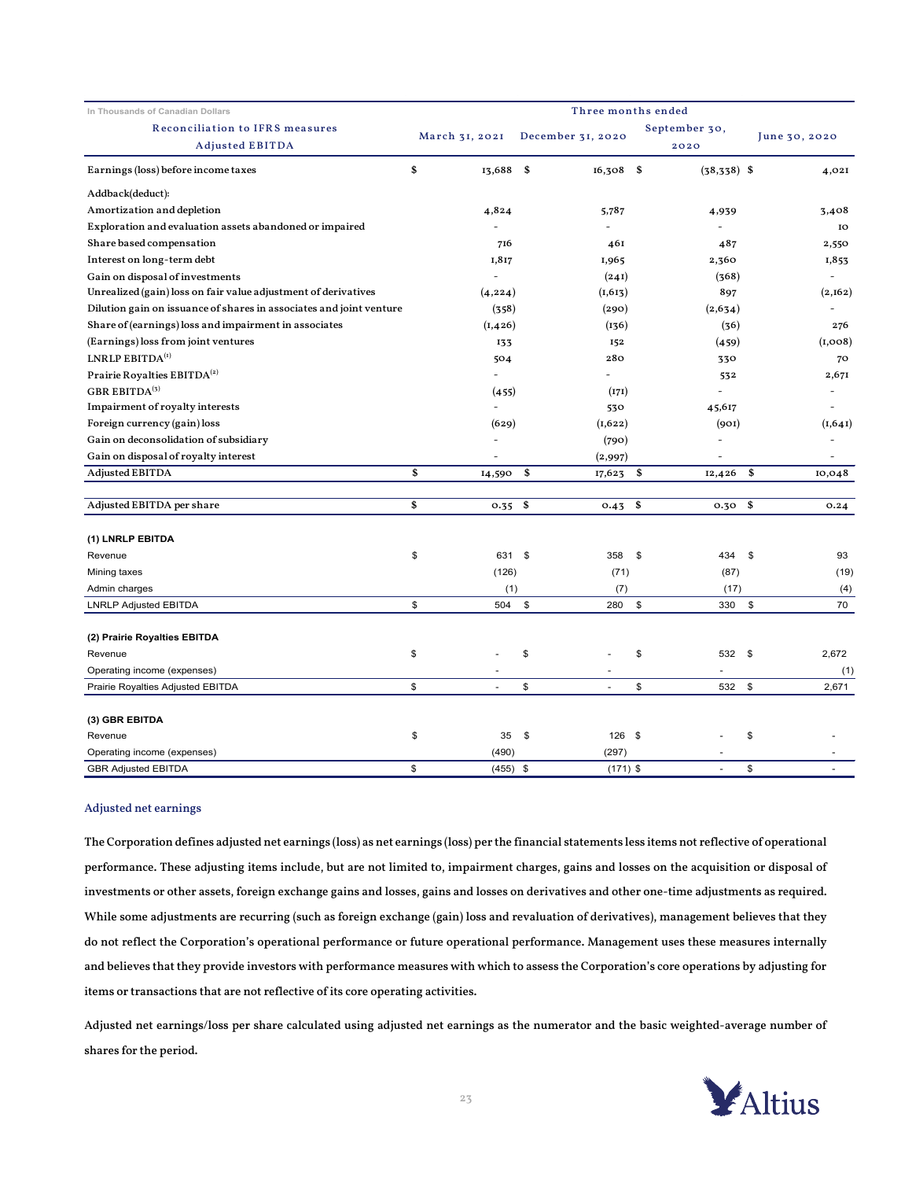| In Thousands of Canadian Dollars | Three months ended | | | |
|---|---|---|---|---|
| Reconciliation to IFRS measures Adjusted EBITDA | March 31, 2021 | December 31, 2020 | September 30, 2020 | June 30, 2020 |
| Earnings (loss) before income taxes | $ 13,688 | $ 16,308 | $ (38,338) | $ 4,021 |
| Addback(deduct): | | | | |
| Amortization and depletion | 4,824 | 5,787 | 4,939 | 3,408 |
| Exploration and evaluation assets abandoned or impaired | - | - | - | 10 |
| Share based compensation | 716 | 461 | 487 | 2,550 |
| Interest on long-term debt | 1,817 | 1,965 | 2,360 | 1,853 |
| Gain on disposal of investments | - | (241) | (368) | - |
| Unrealized (gain) loss on fair value adjustment of derivatives | (4,224) | (1,613) | 897 | (2,162) |
| Dilution gain on issuance of shares in associates and joint venture | (358) | (290) | (2,634) | - |
| Share of (earnings) loss and impairment in associates | (1,426) | (136) | (36) | 276 |
| (Earnings) loss from joint ventures | 133 | 152 | (459) | (1,008) |
| LNRLP EBITDA[1] | 504 | 280 | 330 | 70 |
| Prairie Royalties EBITDA[2] | - | - | 532 | 2,671 |
| GBR EBITDA[3] | (455) | (171) | - | - |
| Impairment of royalty interests | - | 530 | 45,617 | - |
| Foreign currency (gain) loss | (629) | (1,622) | (901) | (1,641) |
| Gain on deconsolidation of subsidiary | - | (790) | - | - |
| Gain on disposal of royalty interest | - | (2,997) | - | - |
| Adjusted EBITDA | $ 14,590 | $ 17,623 | $ 12,426 | $ 10,048 |
| Adjusted EBITDA per share | $ 0.35 | $ 0.43 | $ 0.30 | $ 0.24 |
| **(1) LNRLP EBITDA** | | | | |
| Revenue | $ 631 | $ 358 | $ 434 | $ 93 |
| Mining taxes | (126) | (71) | (87) | (19) |
| Admin charges | (1) | (7) | (17) | (4) |
| LNRLP Adjusted EBITDA | $ 504 | $ 280 | $ 330 | $ 70 |
| **(2) Prairie Royalties EBITDA** | | | | |
| Revenue | $ - | $ - | $ 532 | $ 2,672 |
| Operating income (expenses) | - | - | - | (1) |
| Prairie Royalties Adjusted EBITDA | $ - | $ - | $ 532 | $ 2,671 |
| **(3) GBR EBITDA** | | | | |
| Revenue | $ 35 | $ 126 | $ - | $ - |
| Operating income (expenses) | (490) | (297) | - | - |
| GBR Adjusted EBITDA | $ (455) | $ (171) | $ - | $ - |

## Adjusted net earnings

The Corporation defines adjusted net earnings (loss) as net earnings (loss) per the financial statements less items not reflective of operational performance. These adjusting items include, but are not limited to, impairment charges, gains and losses on the acquisition or disposal of investments or other assets, foreign exchange gains and losses, gains and losses on derivatives and other one-time adjustments as required. While some adjustments are recurring (such as foreign exchange (gain) loss and revaluation of derivatives), management believes that they do not reflect the Corporation's operational performance or future operational performance. Management uses these measures internally and believes that they provide investors with performance measures with which to assess the Corporation's core operations by adjusting for items or transactions that are not reflective of its core operating activities.

Adjusted net earnings/loss per share calculated using adjusted net earnings as the numerator and the basic weighted-average number of shares for the period.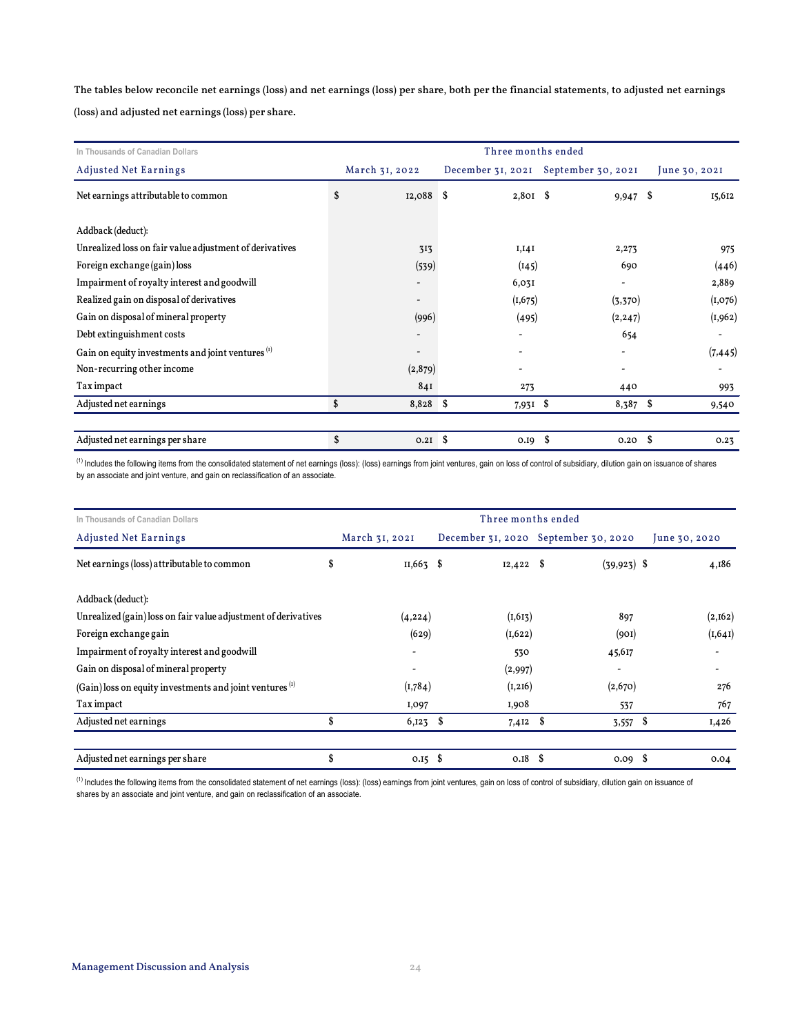The tables below reconcile net earnings (loss) and net earnings (loss) per share, both per the financial statements, to adjusted net earnings (loss) and adjusted net earnings (loss) per share.

| In Thousands of Canadian Dollars | Three months ended | | | |
|---|---|---|---|---|
| Adjusted Net Earnings | March 31, 2022 | December 31, 2021 | September 30, 2021 | June 30, 2021 |
| Net earnings attributable to common | $ 12,088 | $ 2,801 | $ 9,947 | $ 15,612 |
| Addback (deduct): | | | | |
| Unrealized loss on fair value adjustment of derivatives | 313 | 1,141 | 2,273 | 975 |
| Foreign exchange (gain) loss | (539) | (145) | 690 | (446) |
| Impairment of royalty interest and goodwill | - | 6,031 | - | 2,889 |
| Realized gain on disposal of derivatives | - | (1,675) | (3,370) | (1,076) |
| Gain on disposal of mineral property | (996) | (495) | (2,247) | (1,962) |
| Debt extinguishment costs | - | - | 654 | - |
| Gain on equity investments and joint ventures [1] | - | - | - | (7,445) |
| Non-recurring other income | (2,879) | - | - | - |
| Tax impact | 841 | 273 | 440 | 993 |
| Adjusted net earnings | $ 8,828 | $ 7,931 | $ 8,387 | $ 9,540 |
| Adjusted net earnings per share | $ 0.21 | $ 0.19 | $ 0.20 | $ 0.23 |

[1] Includes the following items from the consolidated statement of net earnings (loss): (loss) earnings from joint ventures, gain on loss of control of subsidiary, dilution gain on issuance of shares by an associate and joint venture, and gain on reclassification of an associate.

| In Thousands of Canadian Dollars | Three months ended | | | |
|---|---|---|---|---|
| Adjusted Net Earnings | March 31, 2021 | December 31, 2020 | September 30, 2020 | June 30, 2020 |
| Net earnings (loss) attributable to common | $ 11,663 | $ 12,422 | $ (39,923) | $ 4,186 |
| Addback (deduct): | | | | |
| Unrealized (gain) loss on fair value adjustment of derivatives | (4,224) | (1,613) | 897 | (2,162) |
| Foreign exchange gain | (629) | (1,622) | (901) | (1,641) |
| Impairment of royalty interest and goodwill | - | 530 | 45,617 | - |
| Gain on disposal of mineral property | - | (2,997) | - | - |
| (Gain) loss on equity investments and joint ventures [1] | (1,784) | (1,216) | (2,670) | 276 |
| Tax impact | 1,097 | 1,908 | 537 | 767 |
| Adjusted net earnings | $ 6,123 | $ 7,412 | $ 3,557 | $ 1,426 |
| Adjusted net earnings per share | $ 0.15 | $ 0.18 | $ 0.09 | $ 0.04 |

[1] Includes the following items from the consolidated statement of net earnings (loss): (loss) earnings from joint ventures, gain on loss of control of subsidiary, dilution gain on issuance of shares by an associate and joint venture, and gain on reclassification of an associate.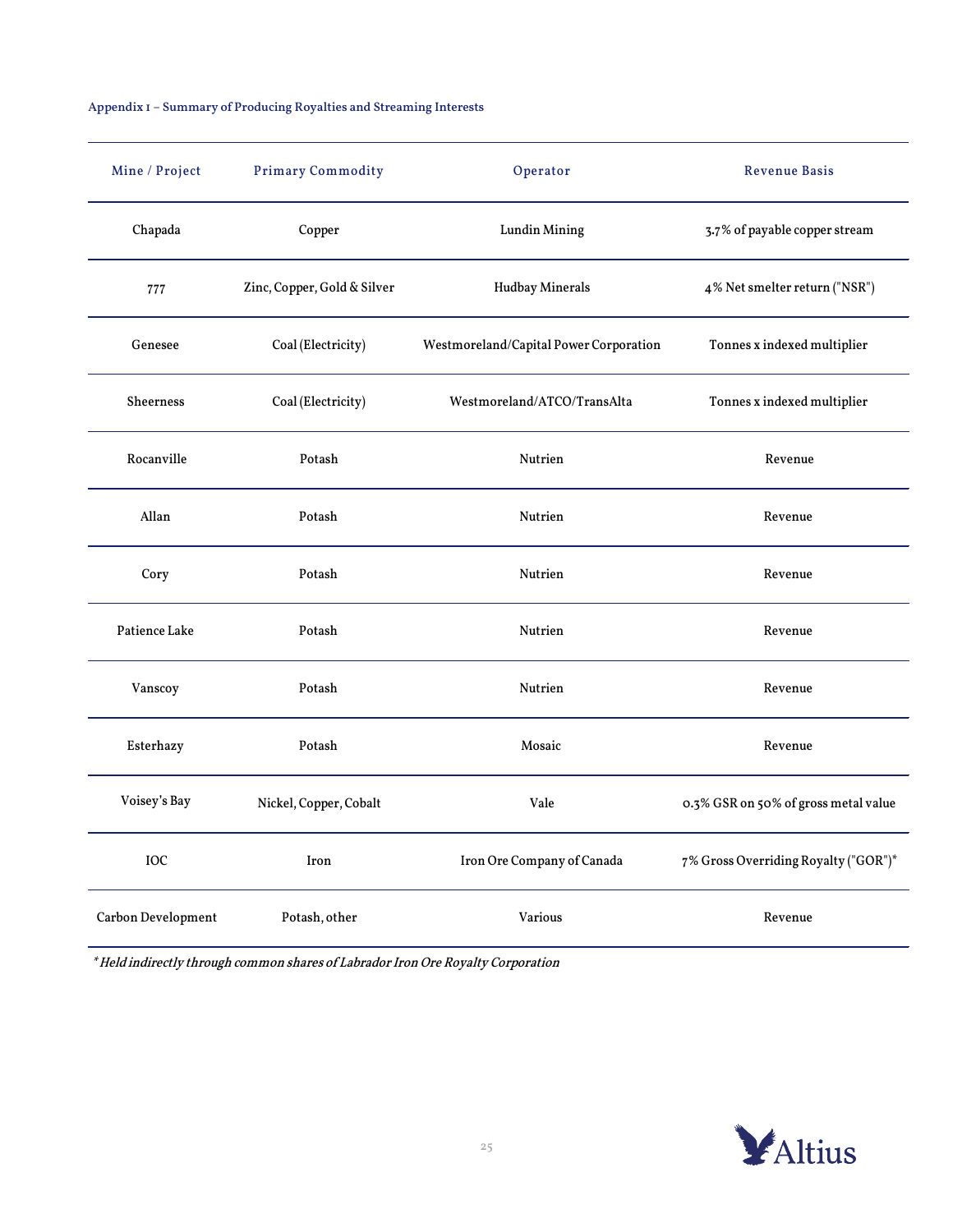### Appendix 1 – Summary of Producing Royalties and Streaming Interests

| Mine / Project | Primary Commodity | Operator | Revenue Basis |
|---|---|---|---|
| Chapada | Copper | Lundin Mining | 3.7% of payable copper stream |
| 777 | Zinc, Copper, Gold & Silver | Hudbay Minerals | 4% Net smelter return ("NSR") |
| Genesee | Coal (Electricity) | Westmoreland/Capital Power Corporation | Tonnes x indexed multiplier |
| Sheerness | Coal (Electricity) | Westmoreland/ATCO/TransAlta | Tonnes x indexed multiplier |
| Rocanville | Potash | Nutrien | Revenue |
| Allan | Potash | Nutrien | Revenue |
| Cory | Potash | Nutrien | Revenue |
| Patience Lake | Potash | Nutrien | Revenue |
| Vanscoy | Potash | Nutrien | Revenue |
| Esterhazy | Potash | Mosaic | Revenue |
| Voisey's Bay | Nickel, Copper, Cobalt | Vale | 0.3% GSR on 50% of gross metal value |
| IOC | Iron | Iron Ore Company of Canada | 7% Gross Overriding Royalty ("GOR")* |
| Carbon Development | Potash, other | Various | Revenue |

*\* Held indirectly through common shares of Labrador Iron Ore Royalty Corporation*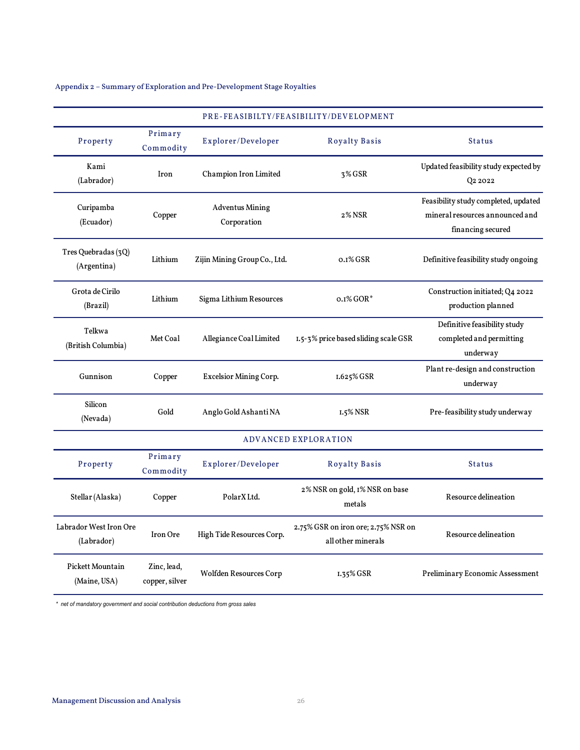Appendix 2 – Summary of Exploration and Pre-Development Stage Royalties

| PRE-FEASIBILTY/FEASIBILITY/DEVELOPMENT | | | | |
|---|---|---|---|---|
| **Property** | **Primary Commodity** | **Explorer/Developer** | **Royalty Basis** | **Status** |
| Kami (Labrador) | Iron | Champion Iron Limited | 3% GSR | Updated feasibility study expected by Q2 2022 |
| Curipamba (Ecuador) | Copper | Adventus Mining Corporation | 2% NSR | Feasibility study completed, updated mineral resources announced and financing secured |
| Tres Quebradas (3Q) (Argentina) | Lithium | Zijin Mining Group Co., Ltd. | 0.1% GSR | Definitive feasibility study ongoing |
| Grota de Cirilo (Brazil) | Lithium | Sigma Lithium Resources | 0.1% GOR* | Construction initiated; Q4 2022 production planned |
| Telkwa (British Columbia) | Met Coal | Allegiance Coal Limited | 1.5-3% price based sliding scale GSR | Definitive feasibility study completed and permitting underway |
| Gunnison | Copper | Excelsior Mining Corp. | 1.625% GSR | Plant re-design and construction underway |
| Silicon (Nevada) | Gold | Anglo Gold Ashanti NA | 1.5% NSR | Pre-feasibility study underway |
| **ADVANCED EXPLORATION** | | | | |
| **Property** | **Primary Commodity** | **Explorer/Developer** | **Royalty Basis** | **Status** |
| Stellar (Alaska) | Copper | PolarX Ltd. | 2% NSR on gold, 1% NSR on base metals | Resource delineation |
| Labrador West Iron Ore (Labrador) | Iron Ore | High Tide Resources Corp. | 2.75% GSR on iron ore; 2.75% NSR on all other minerals | Resource delineation |
| Pickett Mountain (Maine, USA) | Zinc, lead, copper, silver | Wolfden Resources Corp | 1.35% GSR | Preliminary Economic Assessment |

\* *net of mandatory government and social contribution deductions from gross sales*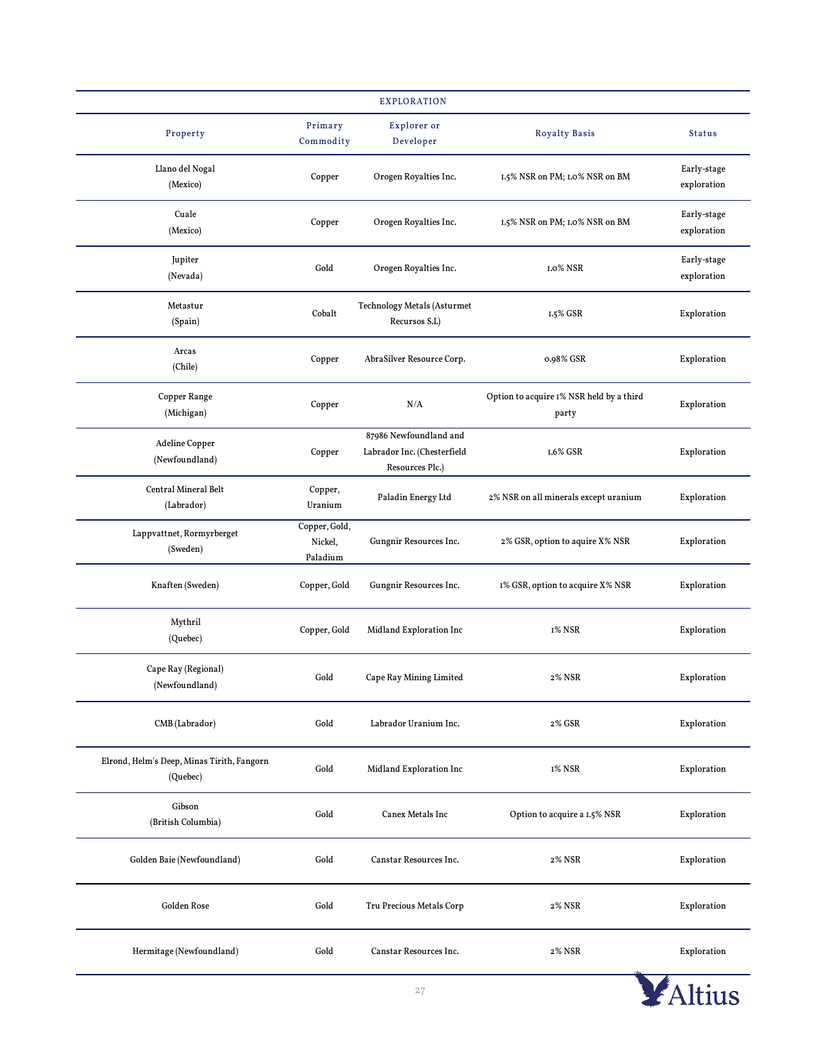| EXPLORATION | | | | |
|---|---|---|---|---|
| Property | Primary Commodity | Explorer or Developer | Royalty Basis | Status |
| Llano del Nogal (Mexico) | Copper | Orogen Royalties Inc. | 1.5% NSR on PM; 1.0% NSR on BM | Early-stage exploration |
| Cuale (Mexico) | Copper | Orogen Royalties Inc. | 1.5% NSR on PM; 1.0% NSR on BM | Early-stage exploration |
| Jupiter (Nevada) | Gold | Orogen Royalties Inc. | 1.0% NSR | Early-stage exploration |
| Metastur (Spain) | Cobalt | Technology Metals (Asturmet Recursos S.L) | 1.5% GSR | Exploration |
| Arcas (Chile) | Copper | AbraSilver Resource Corp. | 0.98% GSR | Exploration |
| Copper Range (Michigan) | Copper | N/A | Option to acquire 1% NSR held by a third party | Exploration |
| Adeline Copper (Newfoundland) | Copper | 87986 Newfoundland and Labrador Inc. (Chesterfield Resources Plc.) | 1.6% GSR | Exploration |
| Central Mineral Belt (Labrador) | Copper, Uranium | Paladin Energy Ltd | 2% NSR on all minerals except uranium | Exploration |
| Lappvattnet, Rormyrberget (Sweden) | Copper, Gold, Nickel, Paladium | Gungnir Resources Inc. | 2% GSR, option to aquire X% NSR | Exploration |
| Knaften (Sweden) | Copper, Gold | Gungnir Resources Inc. | 1% GSR, option to aquire X% NSR | Exploration |
| Mythril (Quebec) | Copper, Gold | Midland Exploration Inc | 1% NSR | Exploration |
| Cape Ray (Regional) (Newfoundland) | Gold | Cape Ray Mining Limited | 2% NSR | Exploration |
| CMB (Labrador) | Gold | Labrador Uranium Inc. | 2% GSR | Exploration |
| Elrond, Helm's Deep, Minas Tirith, Fangorn (Quebec) | Gold | Midland Exploration Inc | 1% NSR | Exploration |
| Gibson (British Columbia) | Gold | Canex Metals Inc | Option to acquire a 1.5% NSR | Exploration |
| Golden Baie (Newfoundland) | Gold | Canstar Resources Inc. | 2% NSR | Exploration |
| Golden Rose | Gold | Tru Precious Metals Corp | 2% NSR | Exploration |
| Hermitage (Newfoundland) | Gold | Canstar Resources Inc. | 2% NSR | Exploration |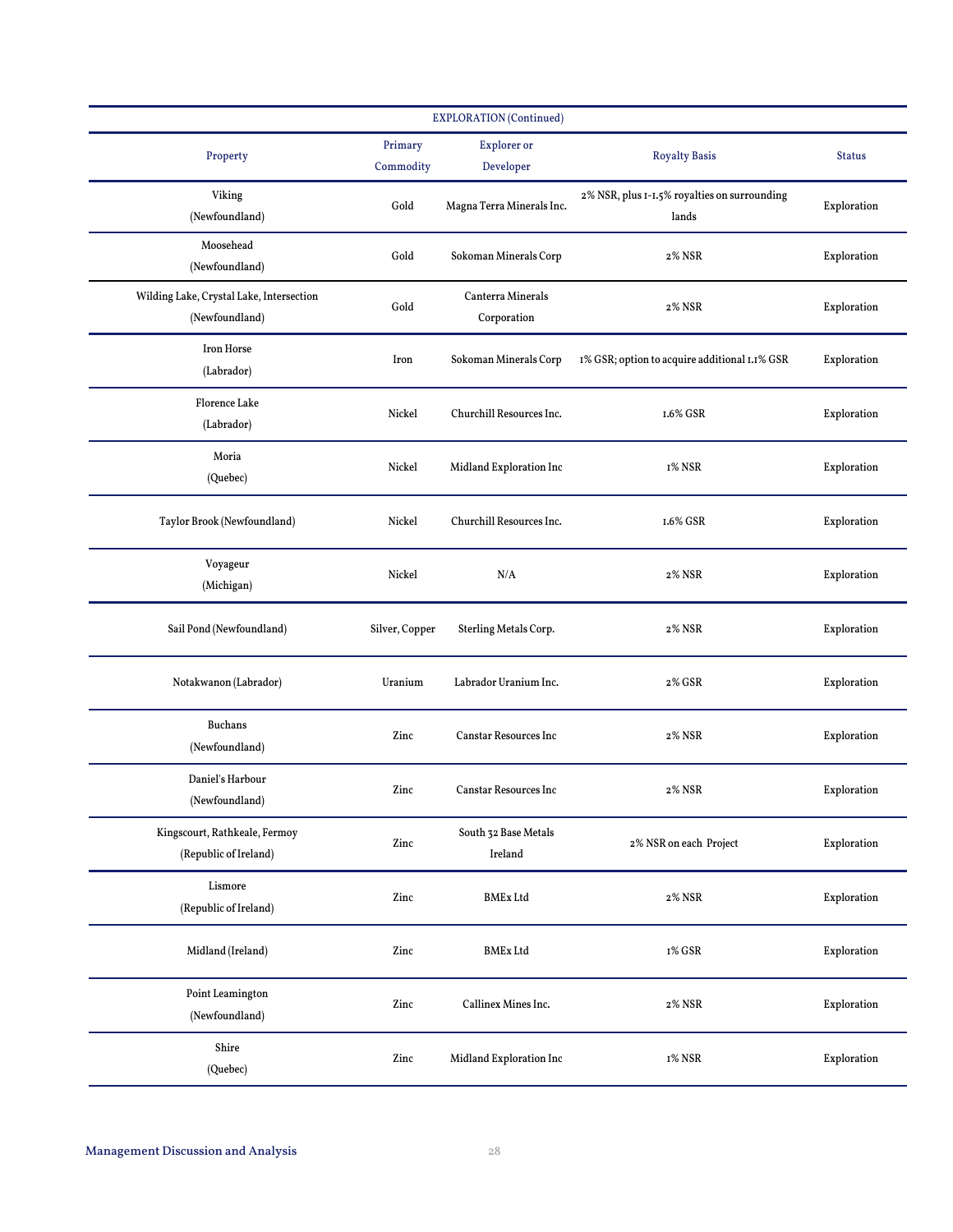| EXPLORATION (Continued) | | | | |
|---|---|---|---|---|
| Property | Primary Commodity | Explorer or Developer | Royalty Basis | Status |
| Viking (Newfoundland) | Gold | Magna Terra Minerals Inc. | 2% NSR, plus 1-1.5% royalties on surrounding lands | Exploration |
| Moosehead (Newfoundland) | Gold | Sokoman Minerals Corp | 2% NSR | Exploration |
| Wilding Lake, Crystal Lake, Intersection (Newfoundland) | Gold | Canterra Minerals Corporation | 2% NSR | Exploration |
| Iron Horse (Labrador) | Iron | Sokoman Minerals Corp | 1% GSR; option to acquire additional 1.1% GSR | Exploration |
| Florence Lake (Labrador) | Nickel | Churchill Resources Inc. | 1.6% GSR | Exploration |
| Moria (Quebec) | Nickel | Midland Exploration Inc | 1% NSR | Exploration |
| Taylor Brook (Newfoundland) | Nickel | Churchill Resources Inc. | 1.6% GSR | Exploration |
| Voyageur (Michigan) | Nickel | N/A | 2% NSR | Exploration |
| Sail Pond (Newfoundland) | Silver, Copper | Sterling Metals Corp. | 2% NSR | Exploration |
| Notakwanon (Labrador) | Uranium | Labrador Uranium Inc. | 2% GSR | Exploration |
| Buchans (Newfoundland) | Zinc | Canstar Resources Inc | 2% NSR | Exploration |
| Daniel's Harbour (Newfoundland) | Zinc | Canstar Resources Inc | 2% NSR | Exploration |
| Kingscourt, Rathkeale, Fermoy (Republic of Ireland) | Zinc | South 32 Base Metals Ireland | 2% NSR on each Project | Exploration |
| Lismore (Republic of Ireland) | Zinc | BMEx Ltd | 2% NSR | Exploration |
| Midland (Ireland) | Zinc | BMEx Ltd | 1% GSR | Exploration |
| Point Leamington (Newfoundland) | Zinc | Callinex Mines Inc. | 2% NSR | Exploration |
| Shire (Quebec) | Zinc | Midland Exploration Inc | 1% NSR | Exploration |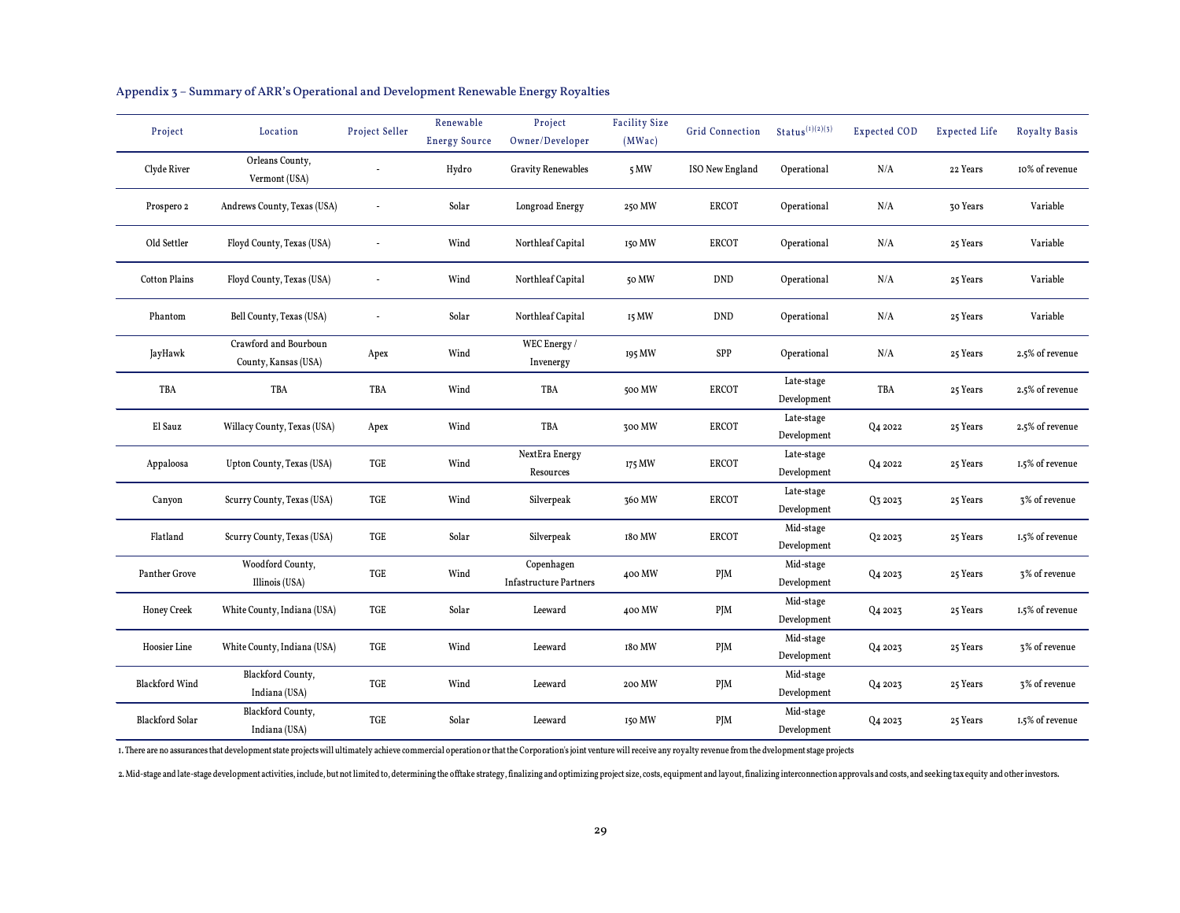## Appendix 3 – Summary of ARR's Operational and Development Renewable Energy Royalties

| Project | Location | Project Seller | Renewable Energy Source | Project Owner/Developer | Facility Size (MWac) | Grid Connection | Status[(1)(2)(3)] | Expected COD | Expected Life | Royalty Basis |
|---|---|---|---|---|---|---|---|---|---|---|
| Clyde River | Orleans County, Vermont (USA) | - | Hydro | Gravity Renewables | 5 MW | ISO New England | Operational | N/A | 22 Years | 10% of revenue |
| Prospero 2 | Andrews County, Texas (USA) | - | Solar | Longroad Energy | 250 MW | ERCOT | Operational | N/A | 30 Years | Variable |
| Old Settler | Floyd County, Texas (USA) | - | Wind | Northleaf Capital | 150 MW | ERCOT | Operational | N/A | 25 Years | Variable |
| Cotton Plains | Floyd County, Texas (USA) | - | Wind | Northleaf Capital | 50 MW | DND | Operational | N/A | 25 Years | Variable |
| Phantom | Bell County, Texas (USA) | - | Solar | Northleaf Capital | 15 MW | DND | Operational | N/A | 25 Years | Variable |
| JayHawk | Crawford and Bourboun County, Kansas (USA) | Apex | Wind | WEC Energy / Invenergy | 195 MW | SPP | Operational | N/A | 25 Years | 2.5% of revenue |
| TBA | TBA | TBA | Wind | TBA | 500 MW | ERCOT | Late-stage Development | TBA | 25 Years | 2.5% of revenue |
| El Sauz | Willacy County, Texas (USA) | Apex | Wind | TBA | 300 MW | ERCOT | Late-stage Development | Q4 2022 | 25 Years | 2.5% of revenue |
| Appaloosa | Upton County, Texas (USA) | TGE | Wind | NextEra Energy Resources | 175 MW | ERCOT | Late-stage Development | Q4 2022 | 25 Years | 1.5% of revenue |
| Canyon | Scurry County, Texas (USA) | TGE | Wind | Silverpeak | 360 MW | ERCOT | Late-stage Development | Q3 2023 | 25 Years | 3% of revenue |
| Flatland | Scurry County, Texas (USA) | TGE | Solar | Silverpeak | 180 MW | ERCOT | Mid-stage Development | Q2 2023 | 25 Years | 1.5% of revenue |
| Panther Grove | Woodford County, Illinois (USA) | TGE | Wind | Copenhagen Infastructure Partners | 400 MW | PJM | Mid-stage Development | Q4 2023 | 25 Years | 3% of revenue |
| Honey Creek | White County, Indiana (USA) | TGE | Solar | Leeward | 400 MW | PJM | Mid-stage Development | Q4 2023 | 25 Years | 1.5% of revenue |
| Hoosier Line | White County, Indiana (USA) | TGE | Wind | Leeward | 180 MW | PJM | Mid-stage Development | Q4 2023 | 25 Years | 3% of revenue |
| Blackford Wind | Blackford County, Indiana (USA) | TGE | Wind | Leeward | 200 MW | PJM | Mid-stage Development | Q4 2023 | 25 Years | 3% of revenue |
| Blackford Solar | Blackford County, Indiana (USA) | TGE | Solar | Leeward | 150 MW | PJM | Mid-stage Development | Q4 2023 | 25 Years | 1.5% of revenue |

1. There are no assurances that development state projects will ultimately achieve commercial operation or that the Corporation's joint venture will receive any royalty revenue from the dvelopment stage projects

2. Mid-stage and late-stage development activities, include, but not limited to, determining the offtake strategy, finalizing and optimizing project size, costs, equipment and layout, finalizing interconnection approvals and costs, and seeking tax equity and other investors.